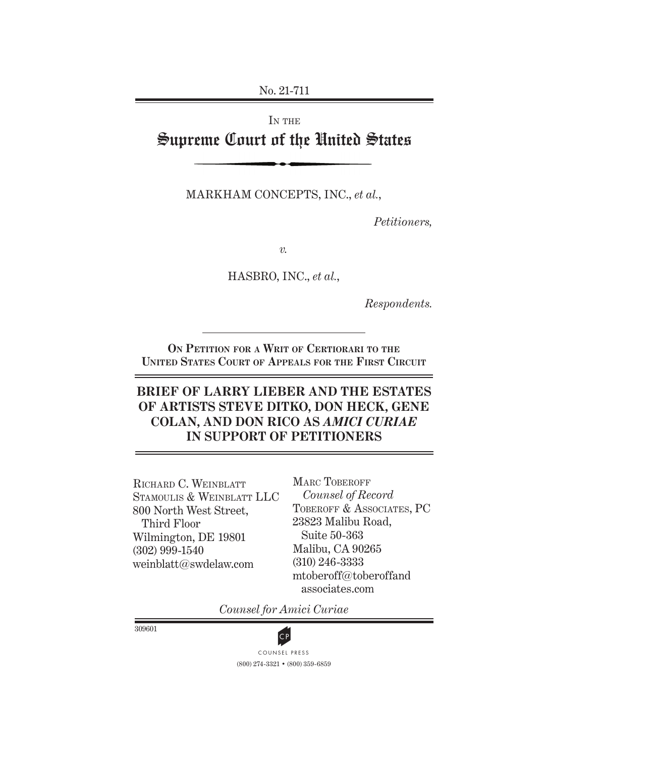No. 21-711

IN THE

# Supreme Court of the United States

MARKHAM CONCEPTS, INC., *et al.*,

*Petitioners,*

*v.*

HASBRO, INC., *et al.*,

*Respondents.*

**ON PETITION FOR A WRIT OF CERTIORARI TO THE UNITED STATES COURT OF APPEALS FOR THE FIRST CIRCUIT**

## BRIEF OF LARRY LIEBER AND THE ESTATES OF ARTISTS STEVE DITKO, DON HECK, GENE COLAN, AND DON RICO AS *AMICI CURIAE* IN SUPPORT OF PETITIONERS

RICHARD C. WEINBLATT
STAMOULIS & WEINBLATT LLC
800 North West Street,
Third Floor
Wilmington, DE 19801
(302) 999-1540
weinblatt@swdelaw.com

MARC TOBEROFF
*Counsel of Record*
TOBEROFF & ASSOCIATES, PC
23823 Malibu Road,
Suite 50-363
Malibu, CA 90265
(310) 246-3333
mtoberoff@toberoffandassociates.com

*Counsel for Amici Curiae*

309601

COUNSEL PRESS
(800) 274-3321 • (800) 359-6859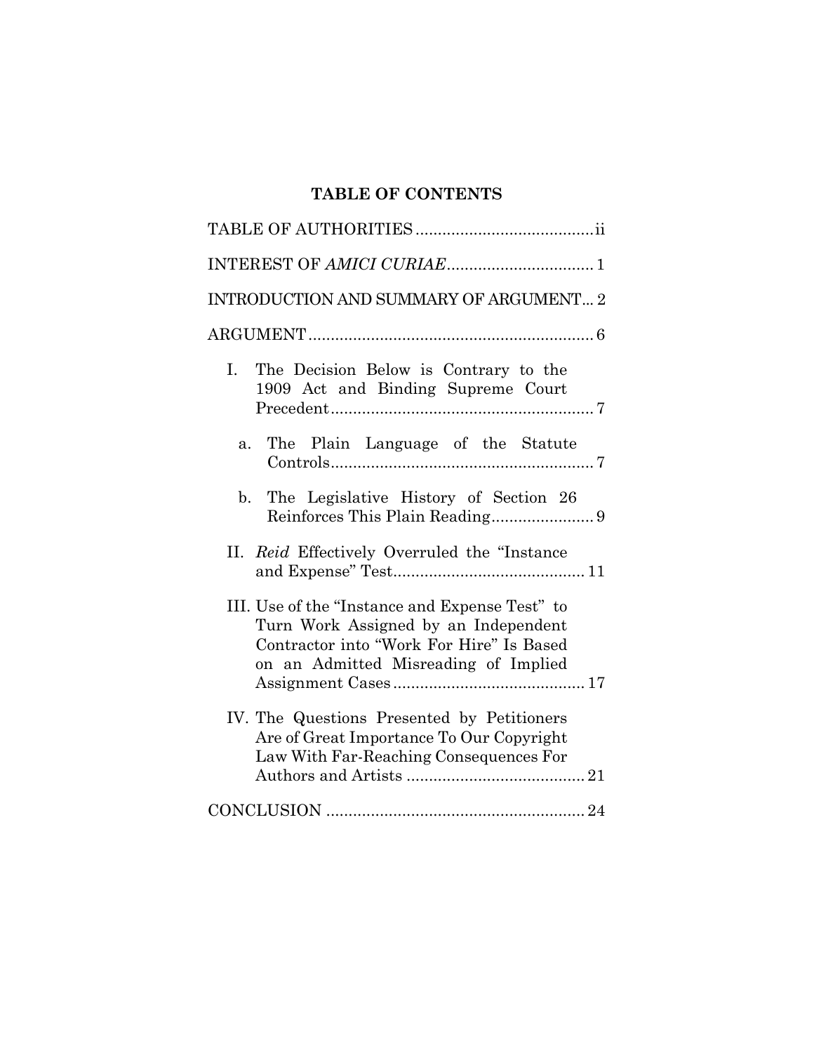# TABLE OF CONTENTS

TABLE OF AUTHORITIES .......................................ii

INTEREST OF *AMICI CURIAE*................................ 1

INTRODUCTION AND SUMMARY OF ARGUMENT... 2

ARGUMENT............................................................... 6

I. The Decision Below is Contrary to the 1909 Act and Binding Supreme Court Precedent.......................................................... 7

  a. The Plain Language of the Statute Controls.......................................................... 7

  b. The Legislative History of Section 26 Reinforces This Plain Reading....................... 9

II. *Reid* Effectively Overruled the "Instance and Expense" Test........................................... 11

III. Use of the "Instance and Expense Test" to Turn Work Assigned by an Independent Contractor into "Work For Hire" Is Based on an Admitted Misreading of Implied Assignment Cases........................................... 17

IV. The Questions Presented by Petitioners Are of Great Importance To Our Copyright Law With Far-Reaching Consequences For Authors and Artists ........................................ 21

CONCLUSION ......................................................... 24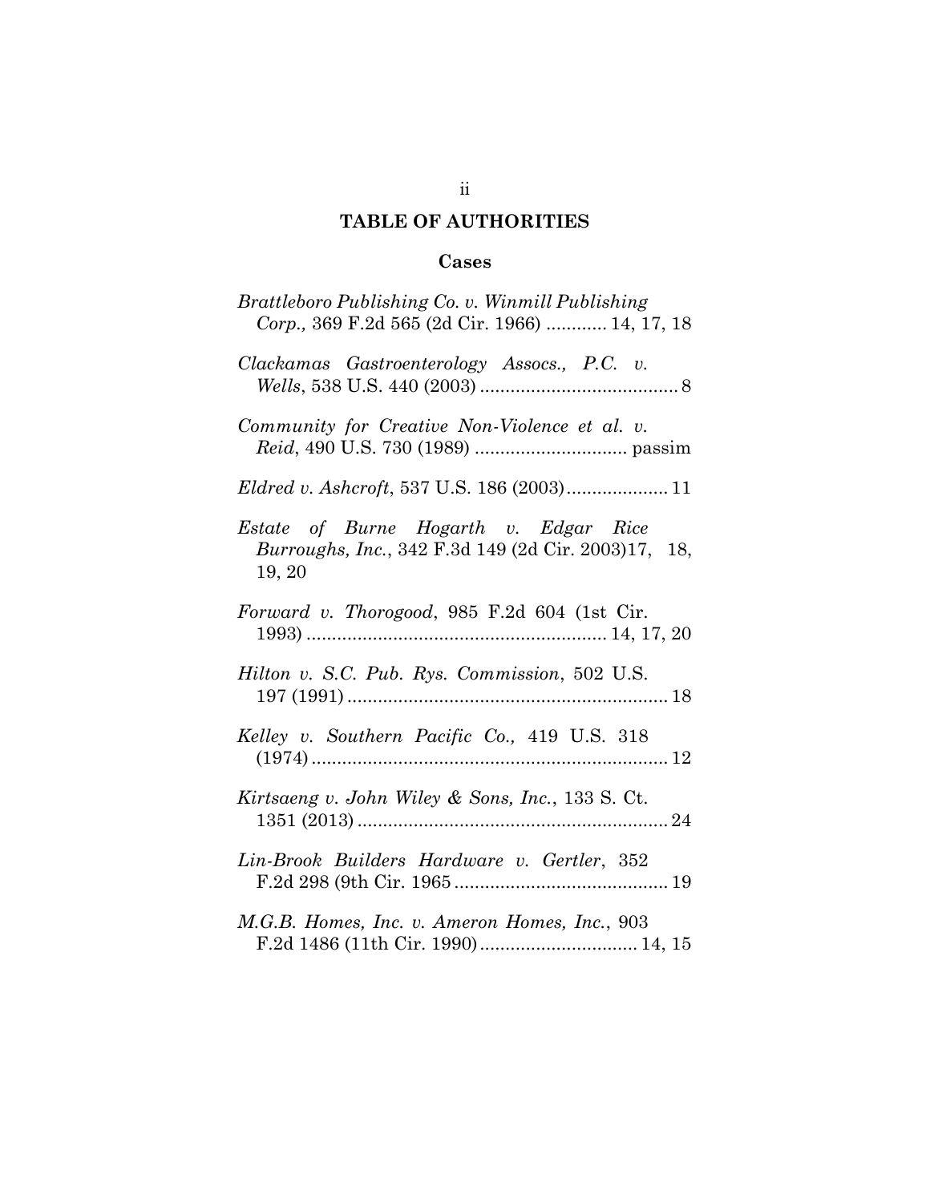# TABLE OF AUTHORITIES

## Cases

*Brattleboro Publishing Co. v. Winmill Publishing Corp.,* 369 F.2d 565 (2d Cir. 1966) ............ 14, 17, 18

*Clackamas Gastroenterology Assocs., P.C. v. Wells*, 538 U.S. 440 (2003) ....................................... 8

*Community for Creative Non-Violence et al. v. Reid*, 490 U.S. 730 (1989) .............................. passim

*Eldred v. Ashcroft*, 537 U.S. 186 (2003).................... 11

*Estate of Burne Hogarth v. Edgar Rice Burroughs, Inc.*, 342 F.3d 149 (2d Cir. 2003)17, 18, 19, 20

*Forward v. Thorogood*, 985 F.2d 604 (1st Cir. 1993) ........................................................... 14, 17, 20

*Hilton v. S.C. Pub. Rys. Commission*, 502 U.S. 197 (1991) ................................................................ 18

*Kelley v. Southern Pacific Co.,* 419 U.S. 318 (1974) ....................................................................... 12

*Kirtsaeng v. John Wiley & Sons, Inc.*, 133 S. Ct. 1351 (2013) ............................................................. 24

*Lin-Brook Builders Hardware v. Gertler*, 352 F.2d 298 (9th Cir. 1965 .......................................... 19

*M.G.B. Homes, Inc. v. Ameron Homes, Inc.*, 903 F.2d 1486 (11th Cir. 1990)............................... 14, 15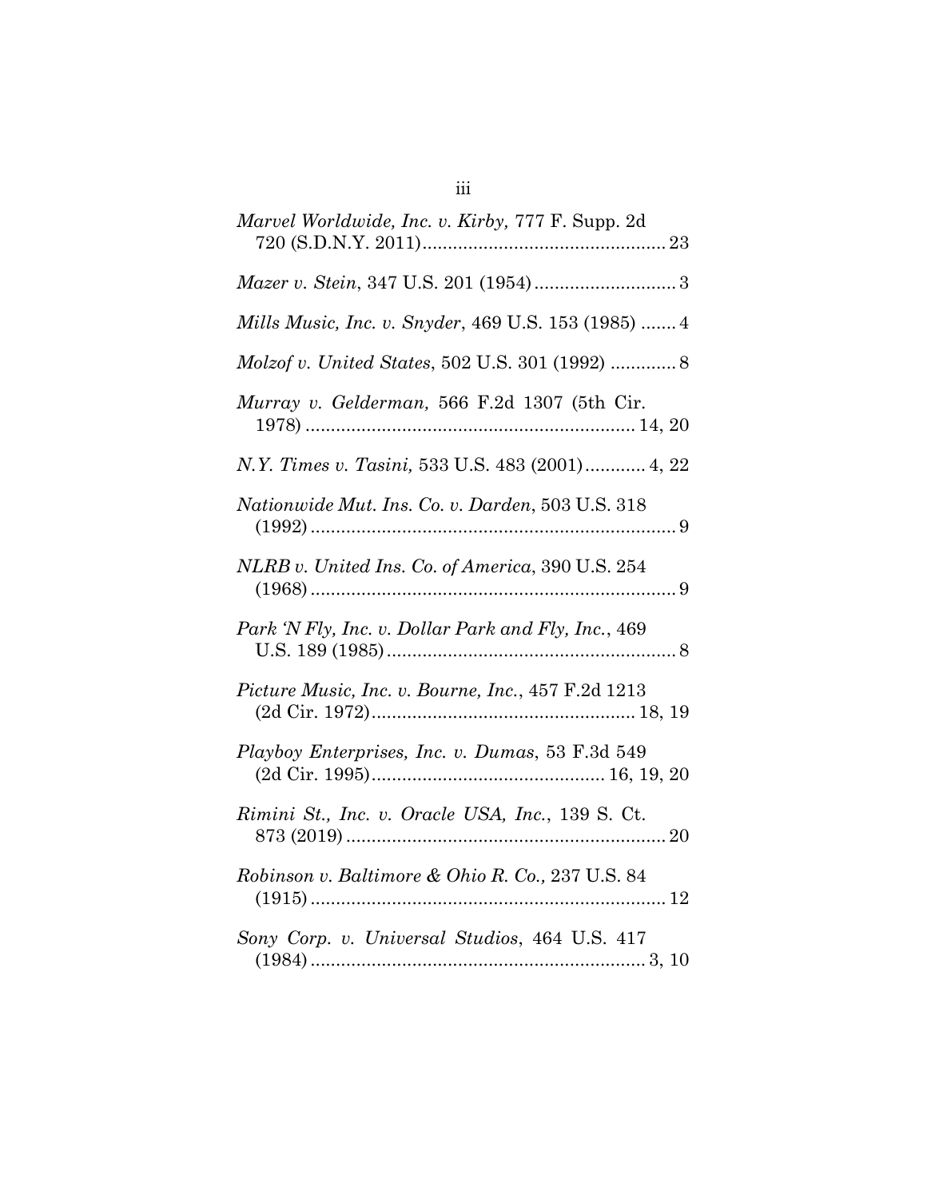*Marvel Worldwide, Inc. v. Kirby,* 777 F. Supp. 2d 720 (S.D.N.Y. 2011)................................................ 23

*Mazer v. Stein*, 347 U.S. 201 (1954)............................ 3

*Mills Music, Inc. v. Snyder*, 469 U.S. 153 (1985) ....... 4

*Molzof v. United States*, 502 U.S. 301 (1992) ............. 8

*Murray v. Gelderman,* 566 F.2d 1307 (5th Cir. 1978) ................................................................ 14, 20

*N.Y. Times v. Tasini,* 533 U.S. 483 (2001)............ 4, 22

*Nationwide Mut. Ins. Co. v. Darden*, 503 U.S. 318 (1992) ........................................................................ 9

*NLRB v. United Ins. Co. of America*, 390 U.S. 254 (1968) ........................................................................ 9

*Park 'N Fly, Inc. v. Dollar Park and Fly, Inc.*, 469 U.S. 189 (1985)......................................................... 8

*Picture Music, Inc. v. Bourne, Inc.*, 457 F.2d 1213 (2d Cir. 1972).................................................... 18, 19

*Playboy Enterprises, Inc. v. Dumas*, 53 F.3d 549 (2d Cir. 1995)............................................. 16, 19, 20

*Rimini St., Inc. v. Oracle USA, Inc.*, 139 S. Ct. 873 (2019) ............................................................... 20

*Robinson v. Baltimore & Ohio R. Co.,* 237 U.S. 84 (1915) ...................................................................... 12

*Sony Corp. v. Universal Studios*, 464 U.S. 417 (1984) .................................................................. 3, 10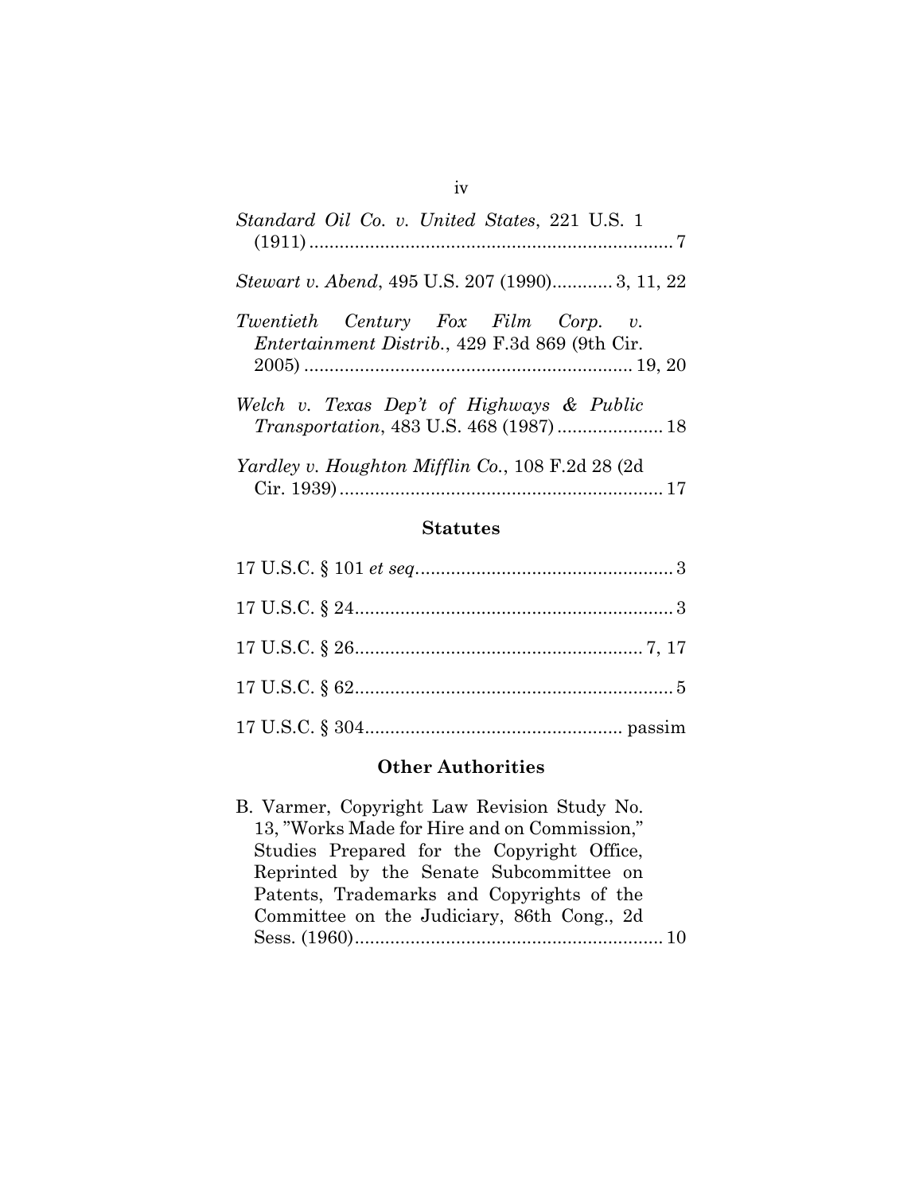*Standard Oil Co. v. United States*, 221 U.S. 1 (1911) ........................................................................ 7

*Stewart v. Abend*, 495 U.S. 207 (1990)............ 3, 11, 22

*Twentieth Century Fox Film Corp. v. Entertainment Distrib.*, 429 F.3d 869 (9th Cir. 2005) ................................................................ 19, 20

*Welch v. Texas Dep't of Highways & Public Transportation*, 483 U.S. 468 (1987) ..................... 18

*Yardley v. Houghton Mifflin Co.*, 108 F.2d 28 (2d Cir. 1939) ................................................................ 17

### Statutes

17 U.S.C. § 101 *et seq*.................................................. 3

17 U.S.C. § 24............................................................... 3

17 U.S.C. § 26......................................................... 7, 17

17 U.S.C. § 62............................................................... 5

17 U.S.C. § 304.................................................. passim

### Other Authorities

B. Varmer, Copyright Law Revision Study No. 13, "Works Made for Hire and on Commission," Studies Prepared for the Copyright Office, Reprinted by the Senate Subcommittee on Patents, Trademarks and Copyrights of the Committee on the Judiciary, 86th Cong., 2d Sess. (1960)............................................................ 10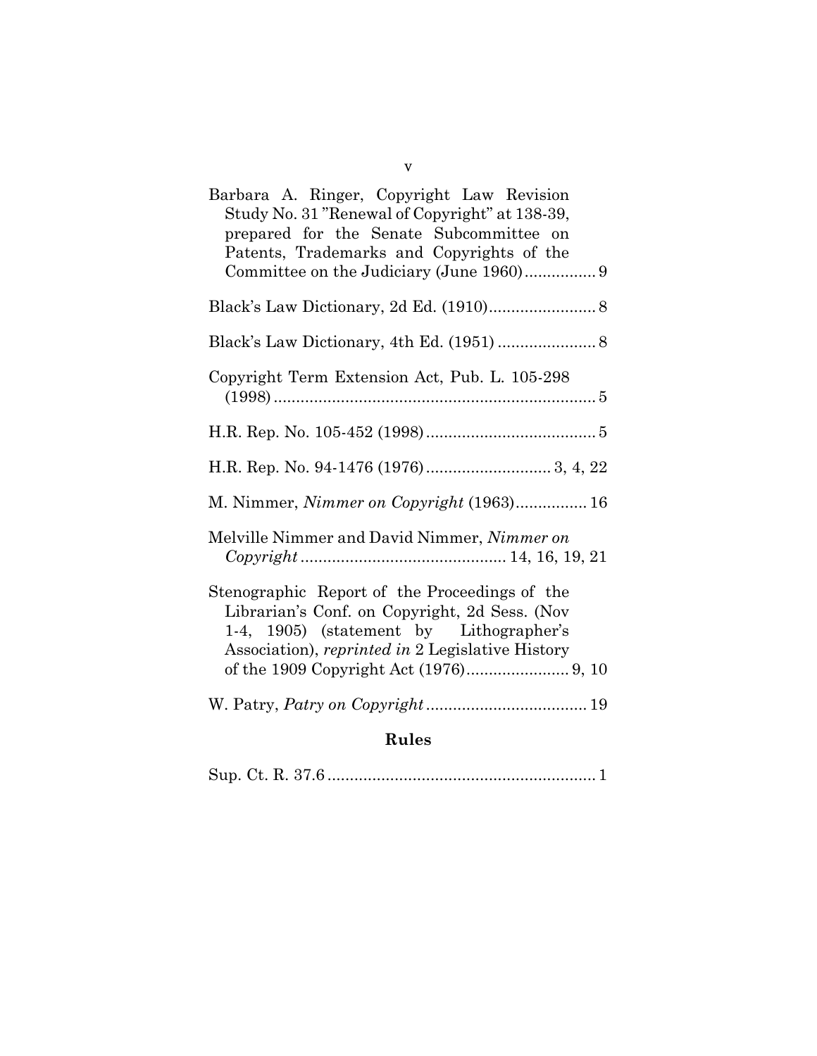Barbara A. Ringer, Copyright Law Revision Study No. 31 "Renewal of Copyright" at 138-39, prepared for the Senate Subcommittee on Patents, Trademarks and Copyrights of the Committee on the Judiciary (June 1960)................ 9

Black's Law Dictionary, 2d Ed. (1910)........................ 8

Black's Law Dictionary, 4th Ed. (1951) ...................... 8

Copyright Term Extension Act, Pub. L. 105-298 (1998)......................................................................... 5

H.R. Rep. No. 105-452 (1998)...................................... 5

H.R. Rep. No. 94-1476 (1976)............................ 3, 4, 22

M. Nimmer, *Nimmer on Copyright* (1963)................ 16

Melville Nimmer and David Nimmer, *Nimmer on Copyright*.............................................. 14, 16, 19, 21

Stenographic Report of the Proceedings of the Librarian's Conf. on Copyright, 2d Sess. (Nov 1-4, 1905) (statement by Lithographer's Association), *reprinted in* 2 Legislative History of the 1909 Copyright Act (1976)....................... 9, 10

W. Patry, *Patry on Copyright*.................................... 19

## Rules

Sup. Ct. R. 37.6 ............................................................ 1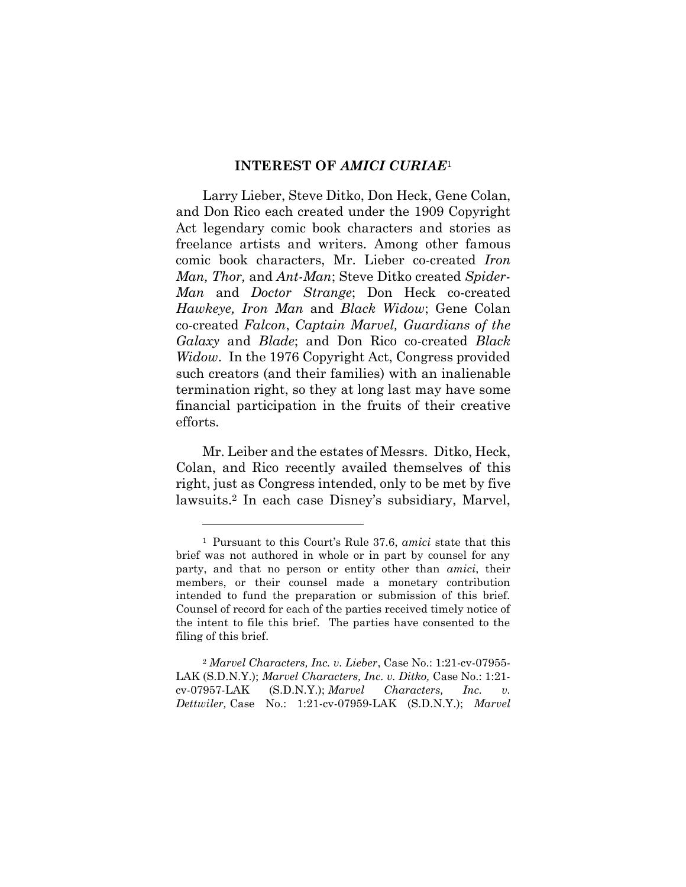## INTEREST OF *AMICI CURIAE*[1]

Larry Lieber, Steve Ditko, Don Heck, Gene Colan, and Don Rico each created under the 1909 Copyright Act legendary comic book characters and stories as freelance artists and writers. Among other famous comic book characters, Mr. Lieber co-created *Iron Man, Thor,* and *Ant-Man*; Steve Ditko created *Spider-Man* and *Doctor Strange*; Don Heck co-created *Hawkeye, Iron Man* and *Black Widow*; Gene Colan co-created *Falcon*, *Captain Marvel, Guardians of the Galaxy* and *Blade*; and Don Rico co-created *Black Widow*. In the 1976 Copyright Act, Congress provided such creators (and their families) with an inalienable termination right, so they at long last may have some financial participation in the fruits of their creative efforts.

Mr. Leiber and the estates of Messrs. Ditko, Heck, Colan, and Rico recently availed themselves of this right, just as Congress intended, only to be met by five lawsuits.[2] In each case Disney's subsidiary, Marvel,

---

[1] Pursuant to this Court's Rule 37.6, *amici* state that this brief was not authored in whole or in part by counsel for any party, and that no person or entity other than *amici*, their members, or their counsel made a monetary contribution intended to fund the preparation or submission of this brief. Counsel of record for each of the parties received timely notice of the intent to file this brief. The parties have consented to the filing of this brief.

[2] *Marvel Characters, Inc. v. Lieber*, Case No.: 1:21-cv-07955-LAK (S.D.N.Y.); *Marvel Characters, Inc. v. Ditko,* Case No.: 1:21-cv-07957-LAK (S.D.N.Y.); *Marvel Characters, Inc. v. Dettwiler,* Case No.: 1:21-cv-07959-LAK (S.D.N.Y.); *Marvel*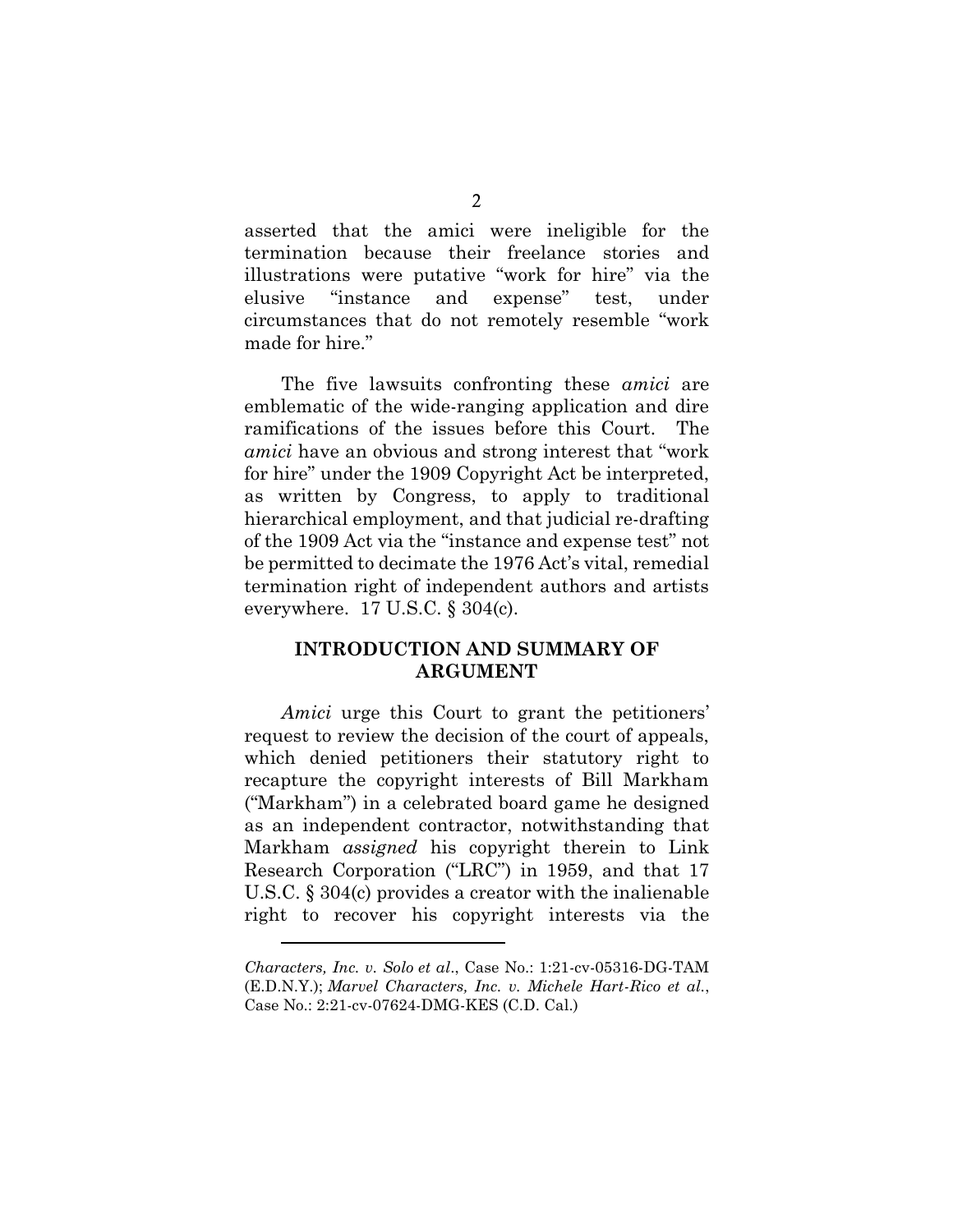asserted that the amici were ineligible for the termination because their freelance stories and illustrations were putative "work for hire" via the elusive "instance and expense" test, under circumstances that do not remotely resemble "work made for hire."

The five lawsuits confronting these *amici* are emblematic of the wide-ranging application and dire ramifications of the issues before this Court. The *amici* have an obvious and strong interest that "work for hire" under the 1909 Copyright Act be interpreted, as written by Congress, to apply to traditional hierarchical employment, and that judicial re-drafting of the 1909 Act via the "instance and expense test" not be permitted to decimate the 1976 Act's vital, remedial termination right of independent authors and artists everywhere. 17 U.S.C. § 304(c).

## INTRODUCTION AND SUMMARY OF ARGUMENT

*Amici* urge this Court to grant the petitioners' request to review the decision of the court of appeals, which denied petitioners their statutory right to recapture the copyright interests of Bill Markham ("Markham") in a celebrated board game he designed as an independent contractor, notwithstanding that Markham *assigned* his copyright therein to Link Research Corporation ("LRC") in 1959, and that 17 U.S.C. § 304(c) provides a creator with the inalienable right to recover his copyright interests via the

---

*Characters, Inc. v. Solo et al.*, Case No.: 1:21-cv-05316-DG-TAM (E.D.N.Y.); *Marvel Characters, Inc. v. Michele Hart-Rico et al.*, Case No.: 2:21-cv-07624-DMG-KES (C.D. Cal.)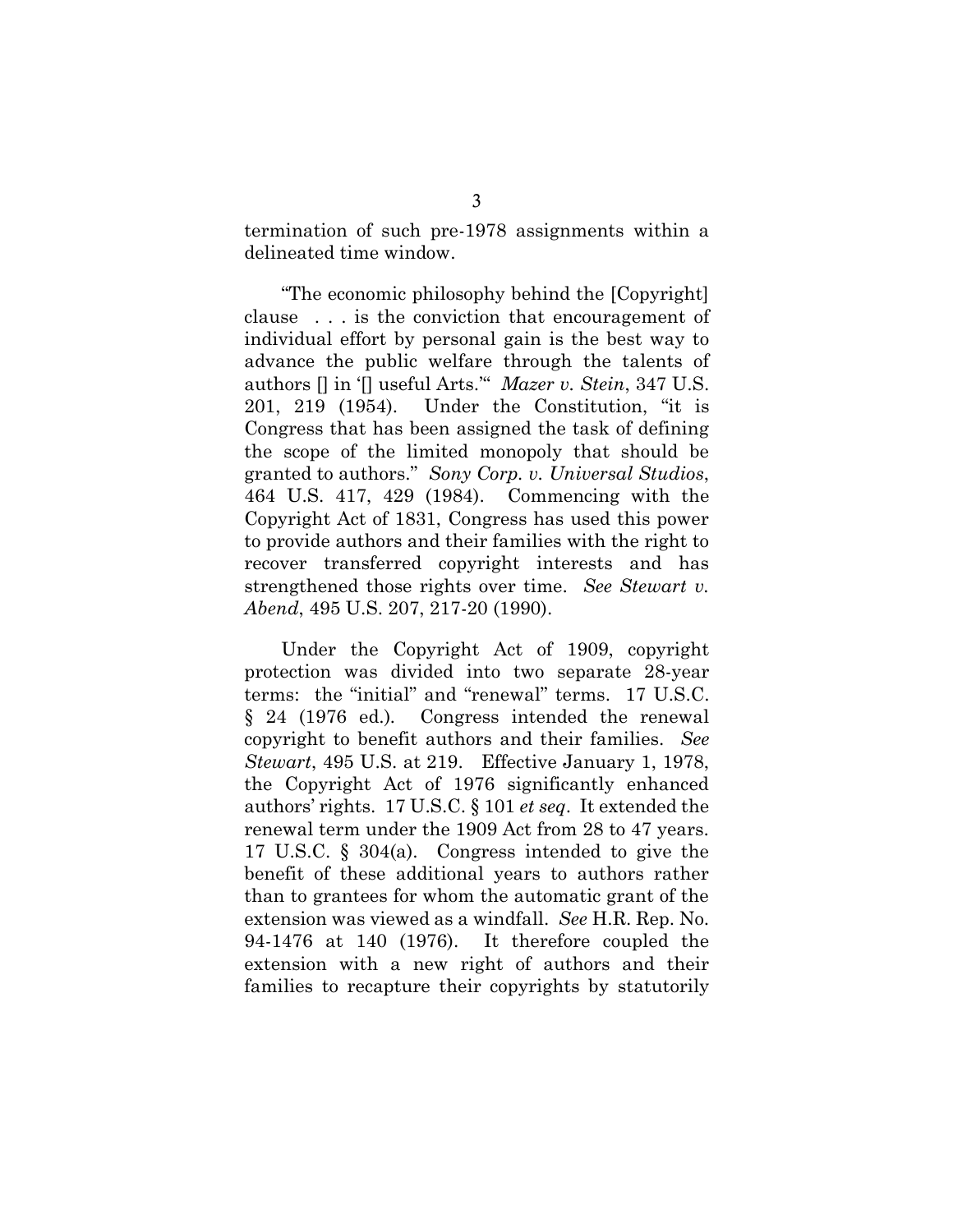termination of such pre-1978 assignments within a delineated time window.

"The economic philosophy behind the [Copyright] clause . . . is the conviction that encouragement of individual effort by personal gain is the best way to advance the public welfare through the talents of authors [] in '[] useful Arts.'" *Mazer v. Stein*, 347 U.S. 201, 219 (1954). Under the Constitution, "it is Congress that has been assigned the task of defining the scope of the limited monopoly that should be granted to authors." *Sony Corp. v. Universal Studios*, 464 U.S. 417, 429 (1984). Commencing with the Copyright Act of 1831, Congress has used this power to provide authors and their families with the right to recover transferred copyright interests and has strengthened those rights over time. *See Stewart v. Abend*, 495 U.S. 207, 217-20 (1990).

Under the Copyright Act of 1909, copyright protection was divided into two separate 28-year terms: the "initial" and "renewal" terms. 17 U.S.C. § 24 (1976 ed.). Congress intended the renewal copyright to benefit authors and their families. *See Stewart*, 495 U.S. at 219. Effective January 1, 1978, the Copyright Act of 1976 significantly enhanced authors' rights. 17 U.S.C. § 101 *et seq*. It extended the renewal term under the 1909 Act from 28 to 47 years. 17 U.S.C. § 304(a). Congress intended to give the benefit of these additional years to authors rather than to grantees for whom the automatic grant of the extension was viewed as a windfall. *See* H.R. Rep. No. 94-1476 at 140 (1976). It therefore coupled the extension with a new right of authors and their families to recapture their copyrights by statutorily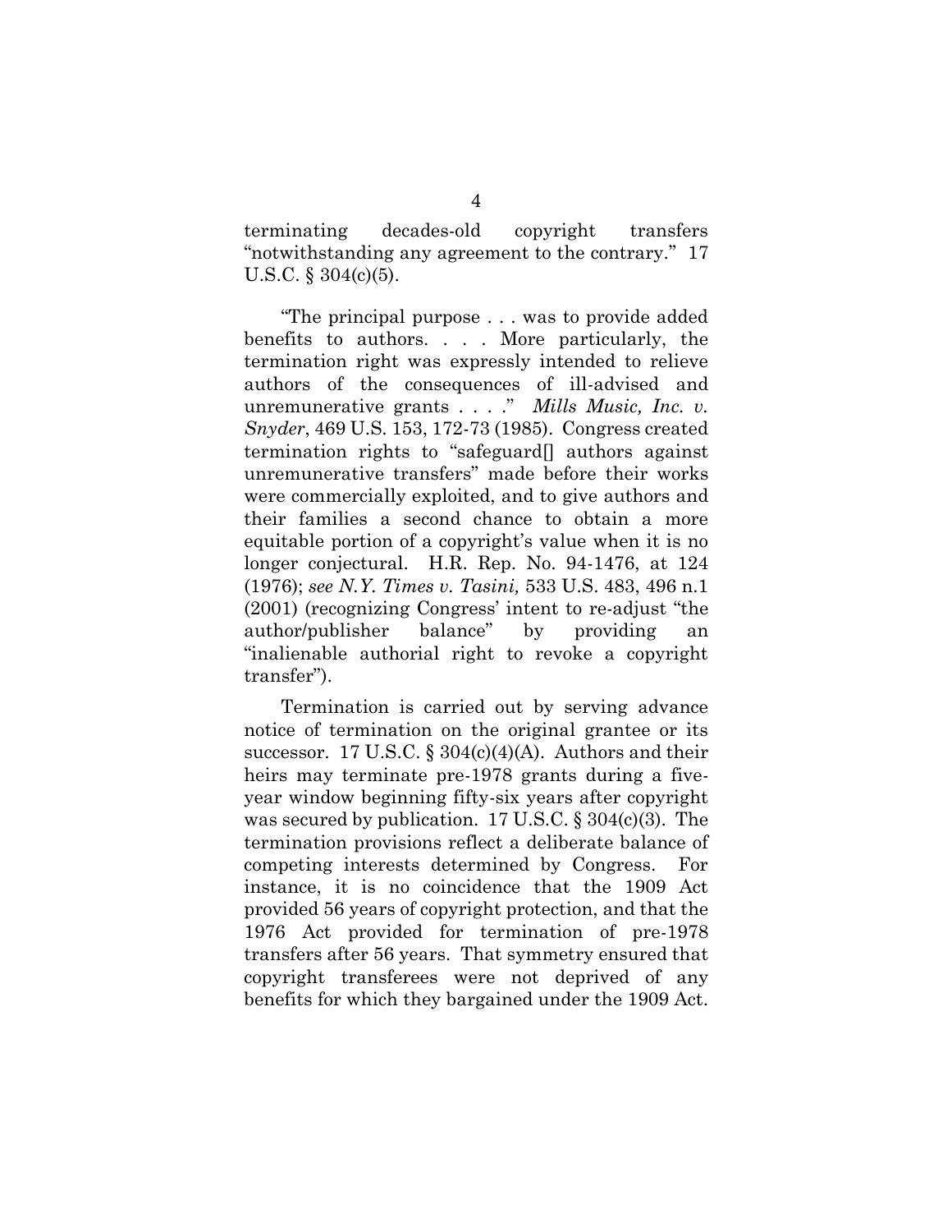terminating decades-old copyright transfers "notwithstanding any agreement to the contrary." 17 U.S.C. § 304(c)(5).

"The principal purpose . . . was to provide added benefits to authors. . . . More particularly, the termination right was expressly intended to relieve authors of the consequences of ill-advised and unremunerative grants . . . ." *Mills Music, Inc. v. Snyder*, 469 U.S. 153, 172-73 (1985). Congress created termination rights to "safeguard[] authors against unremunerative transfers" made before their works were commercially exploited, and to give authors and their families a second chance to obtain a more equitable portion of a copyright's value when it is no longer conjectural. H.R. Rep. No. 94-1476, at 124 (1976); *see N.Y. Times v. Tasini,* 533 U.S. 483, 496 n.1 (2001) (recognizing Congress' intent to re-adjust "the author/publisher balance" by providing an "inalienable authorial right to revoke a copyright transfer").

Termination is carried out by serving advance notice of termination on the original grantee or its successor. 17 U.S.C. § 304(c)(4)(A). Authors and their heirs may terminate pre-1978 grants during a five-year window beginning fifty-six years after copyright was secured by publication. 17 U.S.C. § 304(c)(3). The termination provisions reflect a deliberate balance of competing interests determined by Congress. For instance, it is no coincidence that the 1909 Act provided 56 years of copyright protection, and that the 1976 Act provided for termination of pre-1978 transfers after 56 years. That symmetry ensured that copyright transferees were not deprived of any benefits for which they bargained under the 1909 Act.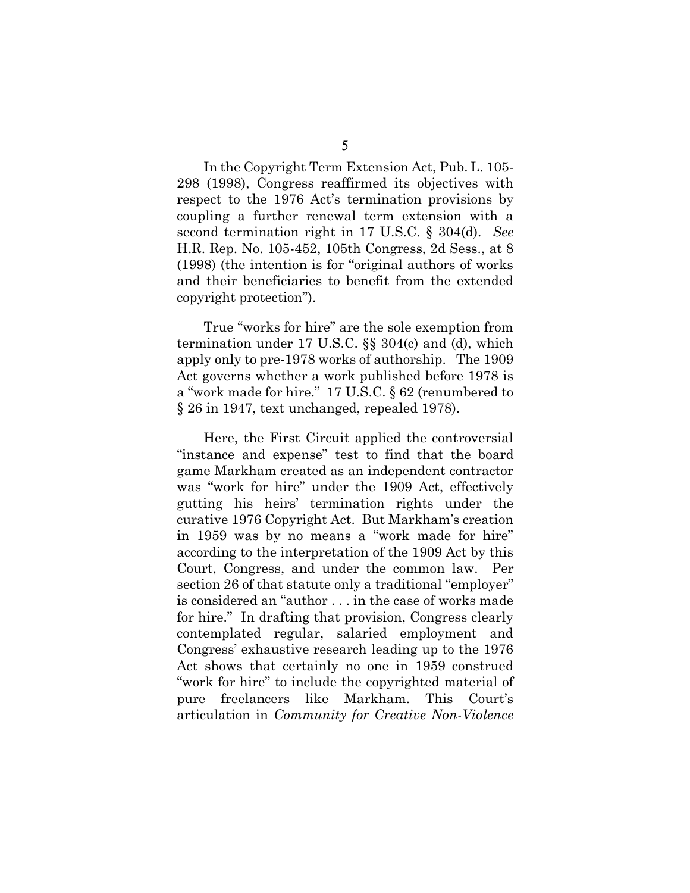In the Copyright Term Extension Act, Pub. L. 105-298 (1998), Congress reaffirmed its objectives with respect to the 1976 Act's termination provisions by coupling a further renewal term extension with a second termination right in 17 U.S.C. § 304(d). *See* H.R. Rep. No. 105-452, 105th Congress, 2d Sess., at 8 (1998) (the intention is for "original authors of works and their beneficiaries to benefit from the extended copyright protection").

True "works for hire" are the sole exemption from termination under 17 U.S.C. §§ 304(c) and (d), which apply only to pre-1978 works of authorship. The 1909 Act governs whether a work published before 1978 is a "work made for hire." 17 U.S.C. § 62 (renumbered to § 26 in 1947, text unchanged, repealed 1978).

Here, the First Circuit applied the controversial "instance and expense" test to find that the board game Markham created as an independent contractor was "work for hire" under the 1909 Act, effectively gutting his heirs' termination rights under the curative 1976 Copyright Act. But Markham's creation in 1959 was by no means a "work made for hire" according to the interpretation of the 1909 Act by this Court, Congress, and under the common law. Per section 26 of that statute only a traditional "employer" is considered an "author . . . in the case of works made for hire." In drafting that provision, Congress clearly contemplated regular, salaried employment and Congress' exhaustive research leading up to the 1976 Act shows that certainly no one in 1959 construed "work for hire" to include the copyrighted material of pure freelancers like Markham. This Court's articulation in *Community for Creative Non-Violence*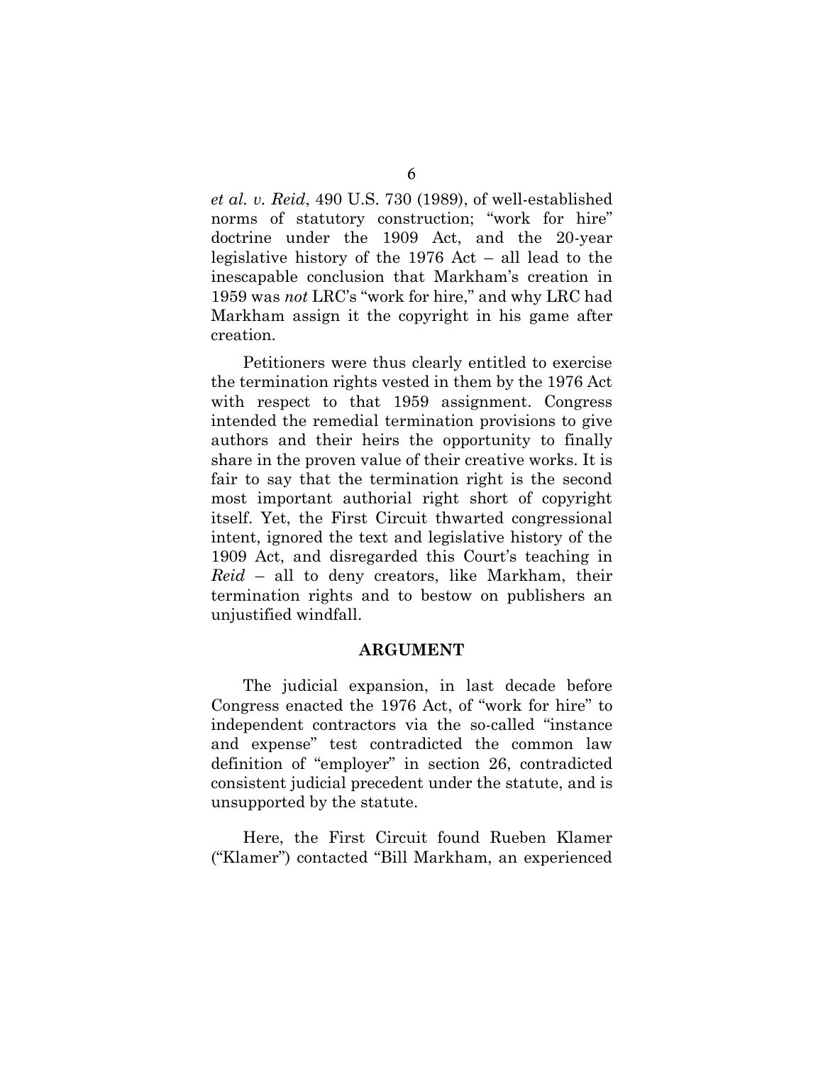*et al. v. Reid*, 490 U.S. 730 (1989), of well-established norms of statutory construction; "work for hire" doctrine under the 1909 Act, and the 20-year legislative history of the 1976 Act – all lead to the inescapable conclusion that Markham's creation in 1959 was *not* LRC's "work for hire," and why LRC had Markham assign it the copyright in his game after creation.

Petitioners were thus clearly entitled to exercise the termination rights vested in them by the 1976 Act with respect to that 1959 assignment. Congress intended the remedial termination provisions to give authors and their heirs the opportunity to finally share in the proven value of their creative works. It is fair to say that the termination right is the second most important authorial right short of copyright itself. Yet, the First Circuit thwarted congressional intent, ignored the text and legislative history of the 1909 Act, and disregarded this Court's teaching in *Reid* – all to deny creators, like Markham, their termination rights and to bestow on publishers an unjustified windfall.

## ARGUMENT

The judicial expansion, in last decade before Congress enacted the 1976 Act, of "work for hire" to independent contractors via the so-called "instance and expense" test contradicted the common law definition of "employer" in section 26, contradicted consistent judicial precedent under the statute, and is unsupported by the statute.

Here, the First Circuit found Rueben Klamer ("Klamer") contacted "Bill Markham, an experienced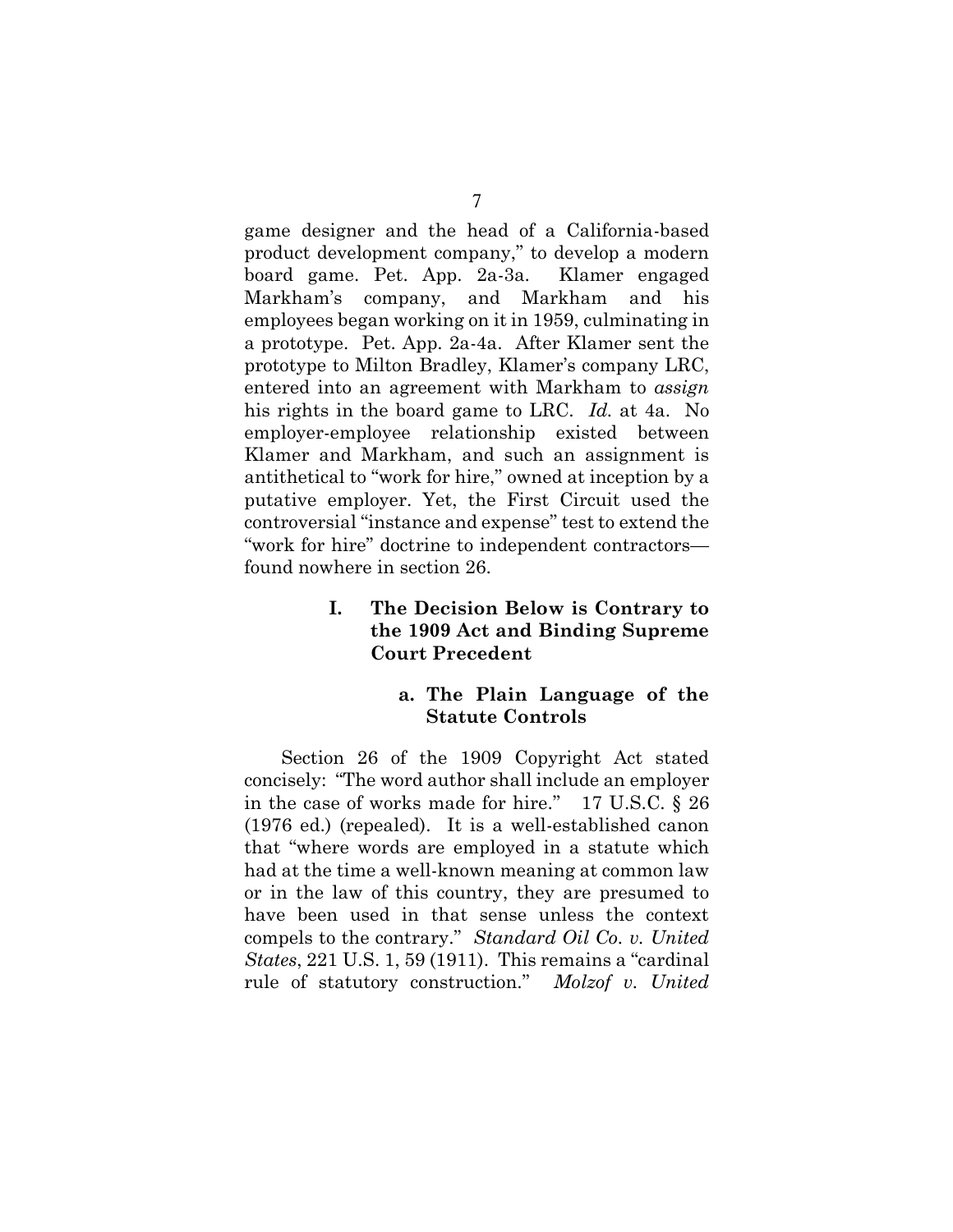game designer and the head of a California-based product development company," to develop a modern board game. Pet. App. 2a-3a. Klamer engaged Markham's company, and Markham and his employees began working on it in 1959, culminating in a prototype. Pet. App. 2a-4a. After Klamer sent the prototype to Milton Bradley, Klamer's company LRC, entered into an agreement with Markham to *assign* his rights in the board game to LRC. *Id.* at 4a. No employer-employee relationship existed between Klamer and Markham, and such an assignment is antithetical to "work for hire," owned at inception by a putative employer. Yet, the First Circuit used the controversial "instance and expense" test to extend the "work for hire" doctrine to independent contractors—found nowhere in section 26.

## I. The Decision Below is Contrary to the 1909 Act and Binding Supreme Court Precedent

### a. The Plain Language of the Statute Controls

Section 26 of the 1909 Copyright Act stated concisely: "The word author shall include an employer in the case of works made for hire." 17 U.S.C. § 26 (1976 ed.) (repealed). It is a well-established canon that "where words are employed in a statute which had at the time a well-known meaning at common law or in the law of this country, they are presumed to have been used in that sense unless the context compels to the contrary." *Standard Oil Co. v. United States*, 221 U.S. 1, 59 (1911). This remains a "cardinal rule of statutory construction." *Molzof v. United*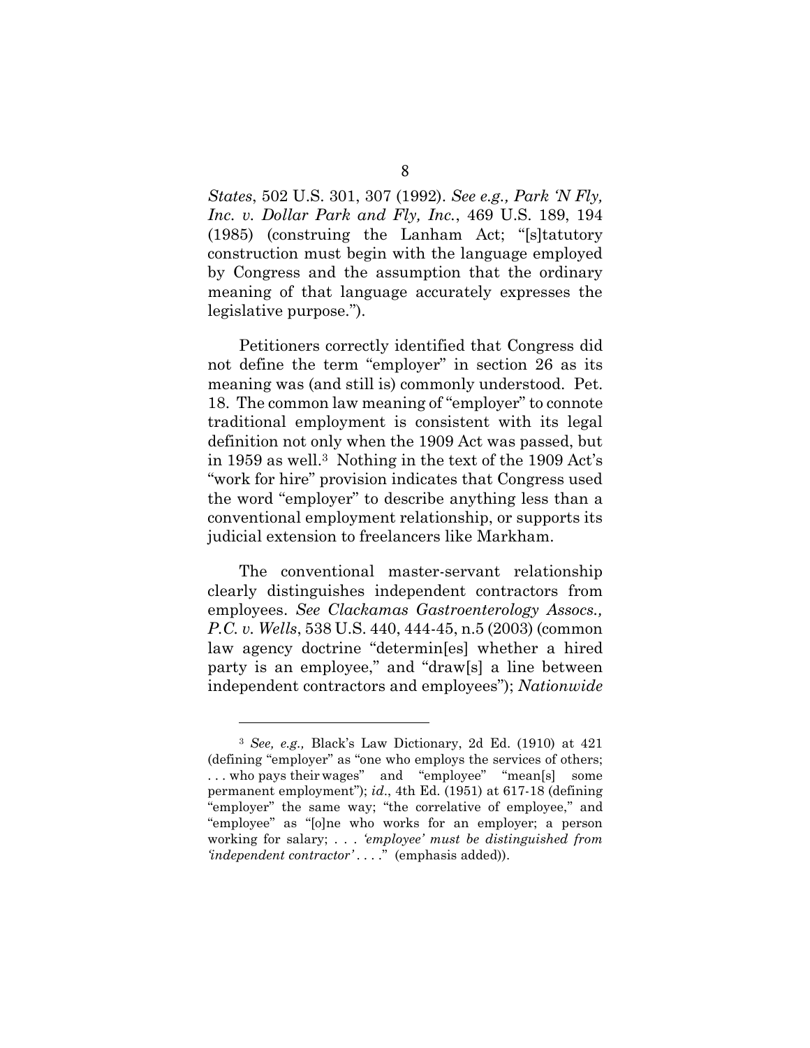*States*, 502 U.S. 301, 307 (1992). *See e.g., Park 'N Fly, Inc. v. Dollar Park and Fly, Inc.*, 469 U.S. 189, 194 (1985) (construing the Lanham Act; "[s]tatutory construction must begin with the language employed by Congress and the assumption that the ordinary meaning of that language accurately expresses the legislative purpose.").

Petitioners correctly identified that Congress did not define the term "employer" in section 26 as its meaning was (and still is) commonly understood. Pet. 18. The common law meaning of "employer" to connote traditional employment is consistent with its legal definition not only when the 1909 Act was passed, but in 1959 as well.[3] Nothing in the text of the 1909 Act's "work for hire" provision indicates that Congress used the word "employer" to describe anything less than a conventional employment relationship, or supports its judicial extension to freelancers like Markham.

The conventional master-servant relationship clearly distinguishes independent contractors from employees. *See Clackamas Gastroenterology Assocs., P.C. v. Wells*, 538 U.S. 440, 444-45, n.5 (2003) (common law agency doctrine "determin[es] whether a hired party is an employee," and "draw[s] a line between independent contractors and employees"); *Nationwide*

---

[3] *See, e.g.,* Black's Law Dictionary, 2d Ed. (1910) at 421 (defining "employer" as "one who employs the services of others; . . . who pays their wages" and "employee" "mean[s] some permanent employment"); *id*., 4th Ed. (1951) at 617-18 (defining "employer" the same way; "the correlative of employee," and "employee" as "[o]ne who works for an employer; a person working for salary; . . . *'employee' must be distinguished from 'independent contractor'* . . . ." (emphasis added)).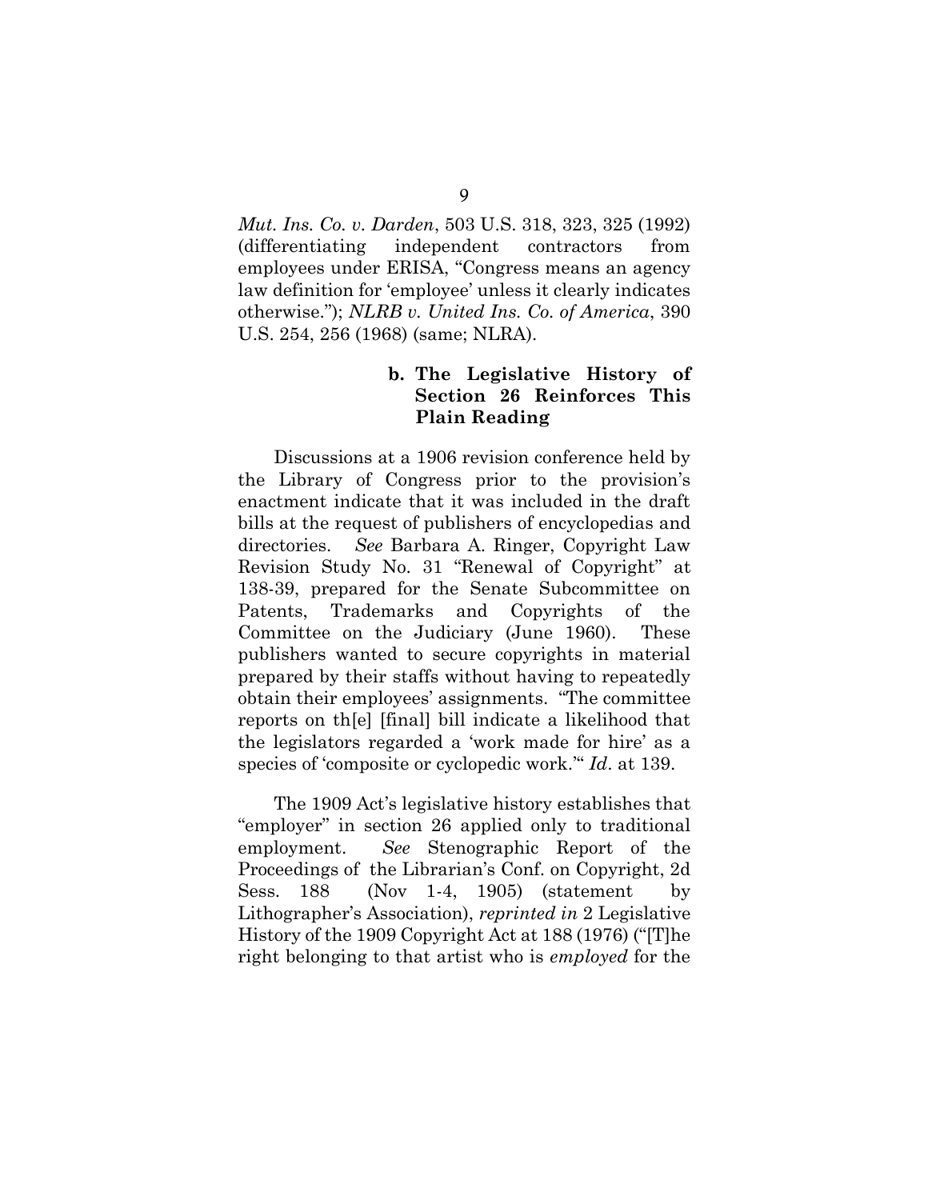*Mut. Ins. Co. v. Darden*, 503 U.S. 318, 323, 325 (1992) (differentiating independent contractors from employees under ERISA, "Congress means an agency law definition for 'employee' unless it clearly indicates otherwise."); *NLRB v. United Ins. Co. of America*, 390 U.S. 254, 256 (1968) (same; NLRA).

**b. The Legislative History of Section 26 Reinforces This Plain Reading**

Discussions at a 1906 revision conference held by the Library of Congress prior to the provision's enactment indicate that it was included in the draft bills at the request of publishers of encyclopedias and directories. *See* Barbara A. Ringer, Copyright Law Revision Study No. 31 "Renewal of Copyright" at 138-39, prepared for the Senate Subcommittee on Patents, Trademarks and Copyrights of the Committee on the Judiciary (June 1960). These publishers wanted to secure copyrights in material prepared by their staffs without having to repeatedly obtain their employees' assignments. "The committee reports on th[e] [final] bill indicate a likelihood that the legislators regarded a 'work made for hire' as a species of 'composite or cyclopedic work.'" *Id*. at 139.

The 1909 Act's legislative history establishes that "employer" in section 26 applied only to traditional employment. *See* Stenographic Report of the Proceedings of the Librarian's Conf. on Copyright, 2d Sess. 188 (Nov 1-4, 1905) (statement by Lithographer's Association), *reprinted in* 2 Legislative History of the 1909 Copyright Act at 188 (1976) ("[T]he right belonging to that artist who is *employed* for the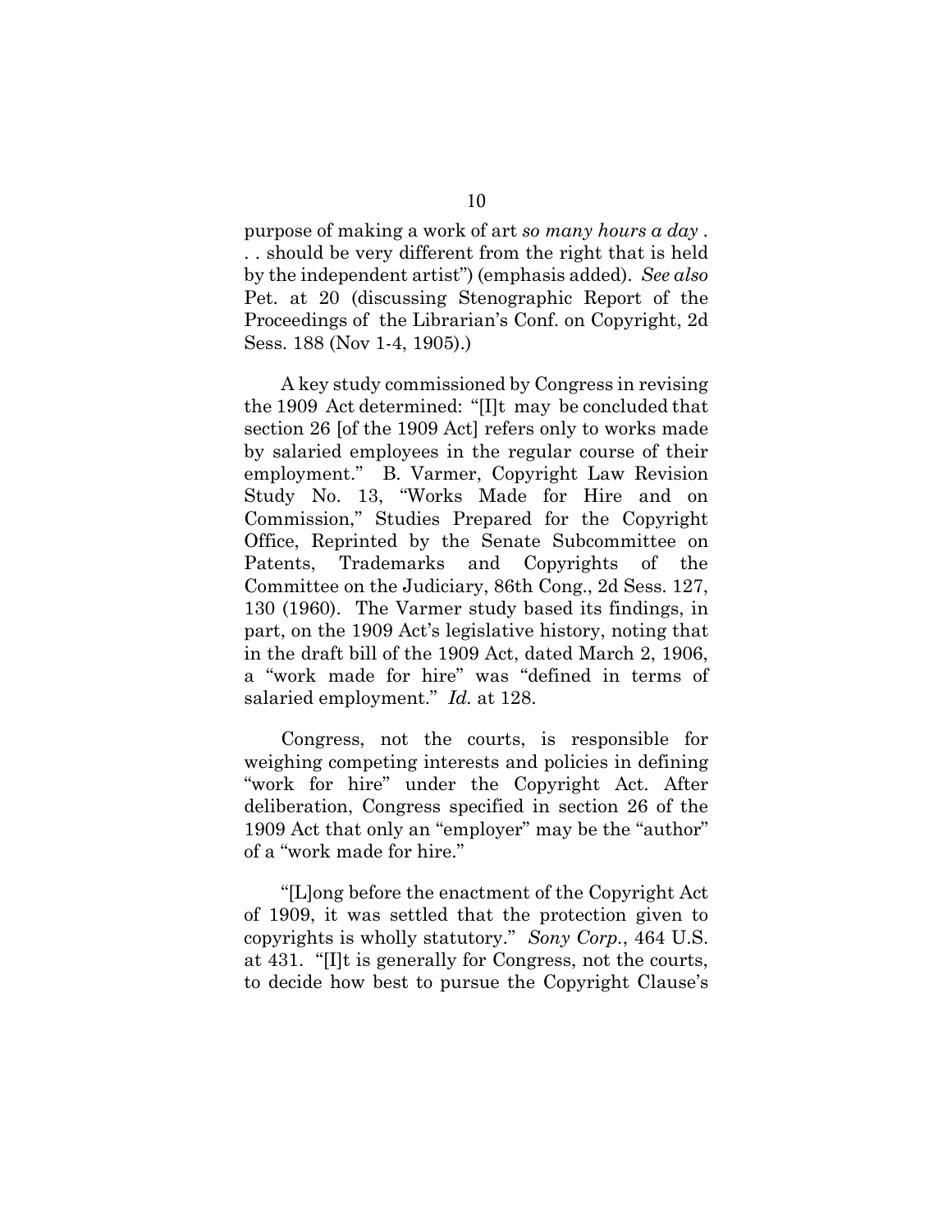purpose of making a work of art *so many hours a day* . . . should be very different from the right that is held by the independent artist") (emphasis added). *See also* Pet. at 20 (discussing Stenographic Report of the Proceedings of the Librarian's Conf. on Copyright, 2d Sess. 188 (Nov 1-4, 1905).)

A key study commissioned by Congress in revising the 1909 Act determined: "[I]t may be concluded that section 26 [of the 1909 Act] refers only to works made by salaried employees in the regular course of their employment." B. Varmer, Copyright Law Revision Study No. 13, "Works Made for Hire and on Commission," Studies Prepared for the Copyright Office, Reprinted by the Senate Subcommittee on Patents, Trademarks and Copyrights of the Committee on the Judiciary, 86th Cong., 2d Sess. 127, 130 (1960). The Varmer study based its findings, in part, on the 1909 Act's legislative history, noting that in the draft bill of the 1909 Act, dated March 2, 1906, a "work made for hire" was "defined in terms of salaried employment." *Id.* at 128.

Congress, not the courts, is responsible for weighing competing interests and policies in defining "work for hire" under the Copyright Act. After deliberation, Congress specified in section 26 of the 1909 Act that only an "employer" may be the "author" of a "work made for hire."

"[L]ong before the enactment of the Copyright Act of 1909, it was settled that the protection given to copyrights is wholly statutory." *Sony Corp.*, 464 U.S. at 431. "[I]t is generally for Congress, not the courts, to decide how best to pursue the Copyright Clause's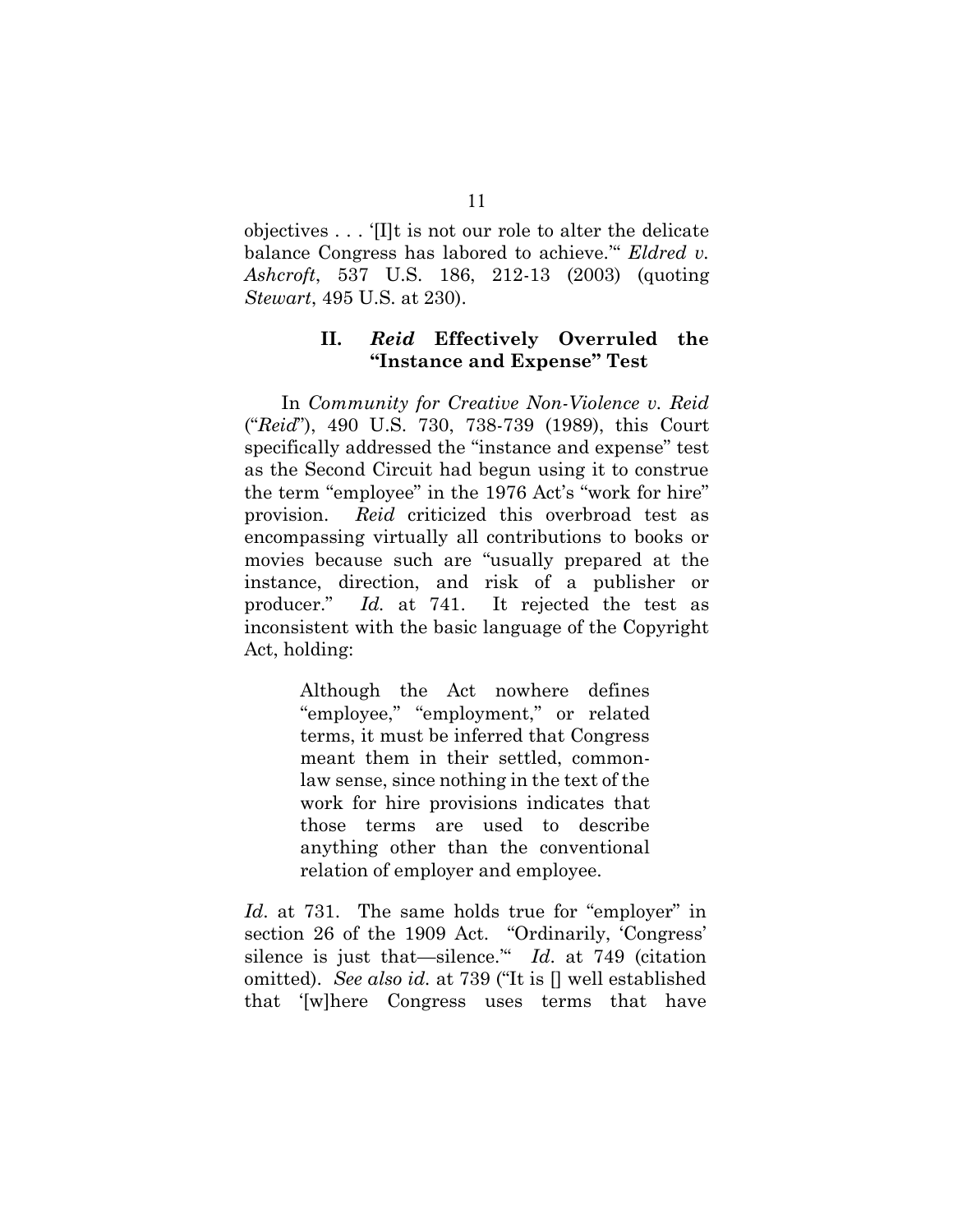objectives . . . '[I]t is not our role to alter the delicate balance Congress has labored to achieve.'" *Eldred v. Ashcroft*, 537 U.S. 186, 212-13 (2003) (quoting *Stewart*, 495 U.S. at 230).

## II. *Reid* Effectively Overruled the "Instance and Expense" Test

In *Community for Creative Non-Violence v. Reid* ("*Reid*"), 490 U.S. 730, 738-739 (1989), this Court specifically addressed the "instance and expense" test as the Second Circuit had begun using it to construe the term "employee" in the 1976 Act's "work for hire" provision. *Reid* criticized this overbroad test as encompassing virtually all contributions to books or movies because such are "usually prepared at the instance, direction, and risk of a publisher or producer." *Id.* at 741. It rejected the test as inconsistent with the basic language of the Copyright Act, holding:

> Although the Act nowhere defines "employee," "employment," or related terms, it must be inferred that Congress meant them in their settled, common-law sense, since nothing in the text of the work for hire provisions indicates that those terms are used to describe anything other than the conventional relation of employer and employee.

*Id.* at 731. The same holds true for "employer" in section 26 of the 1909 Act. "Ordinarily, 'Congress' silence is just that—silence.'" *Id.* at 749 (citation omitted). *See also id.* at 739 ("It is [] well established that '[w]here Congress uses terms that have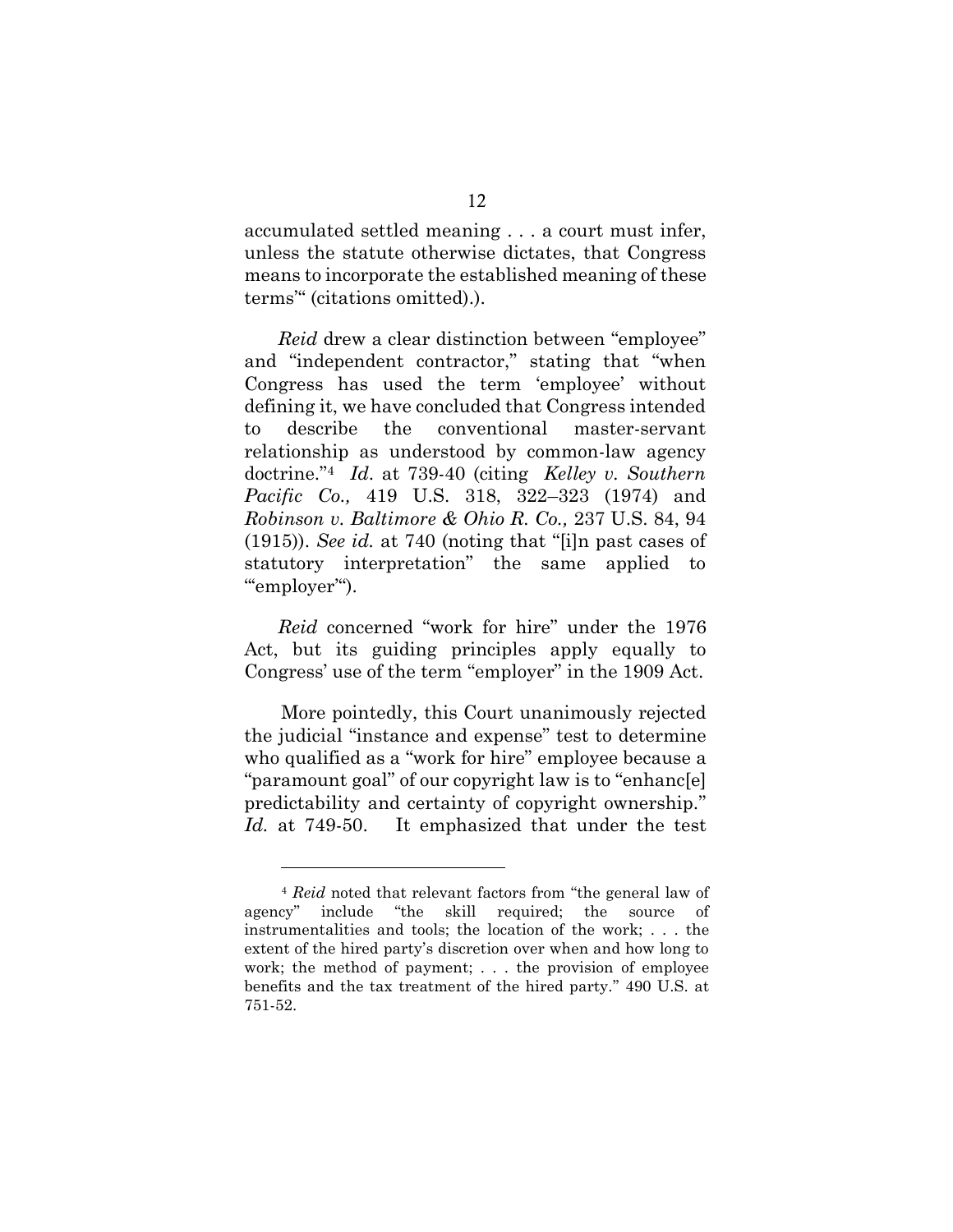accumulated settled meaning . . . a court must infer, unless the statute otherwise dictates, that Congress means to incorporate the established meaning of these terms'" (citations omitted).).

*Reid* drew a clear distinction between "employee" and "independent contractor," stating that "when Congress has used the term 'employee' without defining it, we have concluded that Congress intended to describe the conventional master-servant relationship as understood by common-law agency doctrine."[4] *Id.* at 739-40 (citing *Kelley v. Southern Pacific Co.,* 419 U.S. 318, 322–323 (1974) and *Robinson v. Baltimore & Ohio R. Co.,* 237 U.S. 84, 94 (1915)). *See id.* at 740 (noting that "[i]n past cases of statutory interpretation" the same applied to "'employer'").

*Reid* concerned "work for hire" under the 1976 Act, but its guiding principles apply equally to Congress' use of the term "employer" in the 1909 Act.

More pointedly, this Court unanimously rejected the judicial "instance and expense" test to determine who qualified as a "work for hire" employee because a "paramount goal" of our copyright law is to "enhanc[e] predictability and certainty of copyright ownership." *Id.* at 749-50. It emphasized that under the test

---

[4] *Reid* noted that relevant factors from "the general law of agency" include "the skill required; the source of instrumentalities and tools; the location of the work; . . . the extent of the hired party's discretion over when and how long to work; the method of payment; . . . the provision of employee benefits and the tax treatment of the hired party." 490 U.S. at 751-52.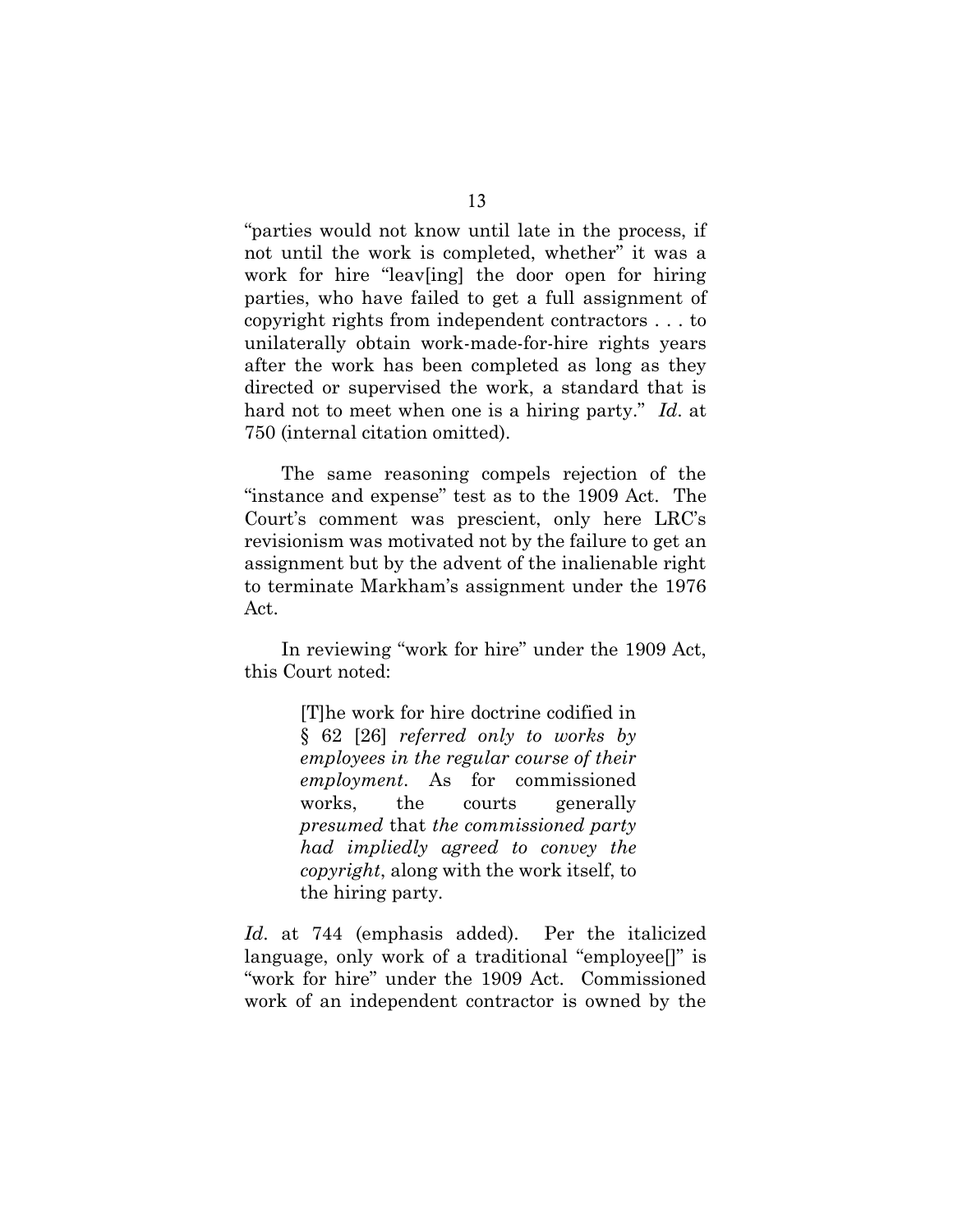"parties would not know until late in the process, if not until the work is completed, whether" it was a work for hire "leav[ing] the door open for hiring parties, who have failed to get a full assignment of copyright rights from independent contractors . . . to unilaterally obtain work-made-for-hire rights years after the work has been completed as long as they directed or supervised the work, a standard that is hard not to meet when one is a hiring party." *Id*. at 750 (internal citation omitted).

The same reasoning compels rejection of the "instance and expense" test as to the 1909 Act. The Court's comment was prescient, only here LRC's revisionism was motivated not by the failure to get an assignment but by the advent of the inalienable right to terminate Markham's assignment under the 1976 Act.

In reviewing "work for hire" under the 1909 Act, this Court noted:

> [T]he work for hire doctrine codified in § 62 [26] *referred only to works by employees in the regular course of their employment*. As for commissioned works, the courts generally *presumed* that *the commissioned party had impliedly agreed to convey the copyright*, along with the work itself, to the hiring party.

*Id*. at 744 (emphasis added). Per the italicized language, only work of a traditional "employee[]" is "work for hire" under the 1909 Act. Commissioned work of an independent contractor is owned by the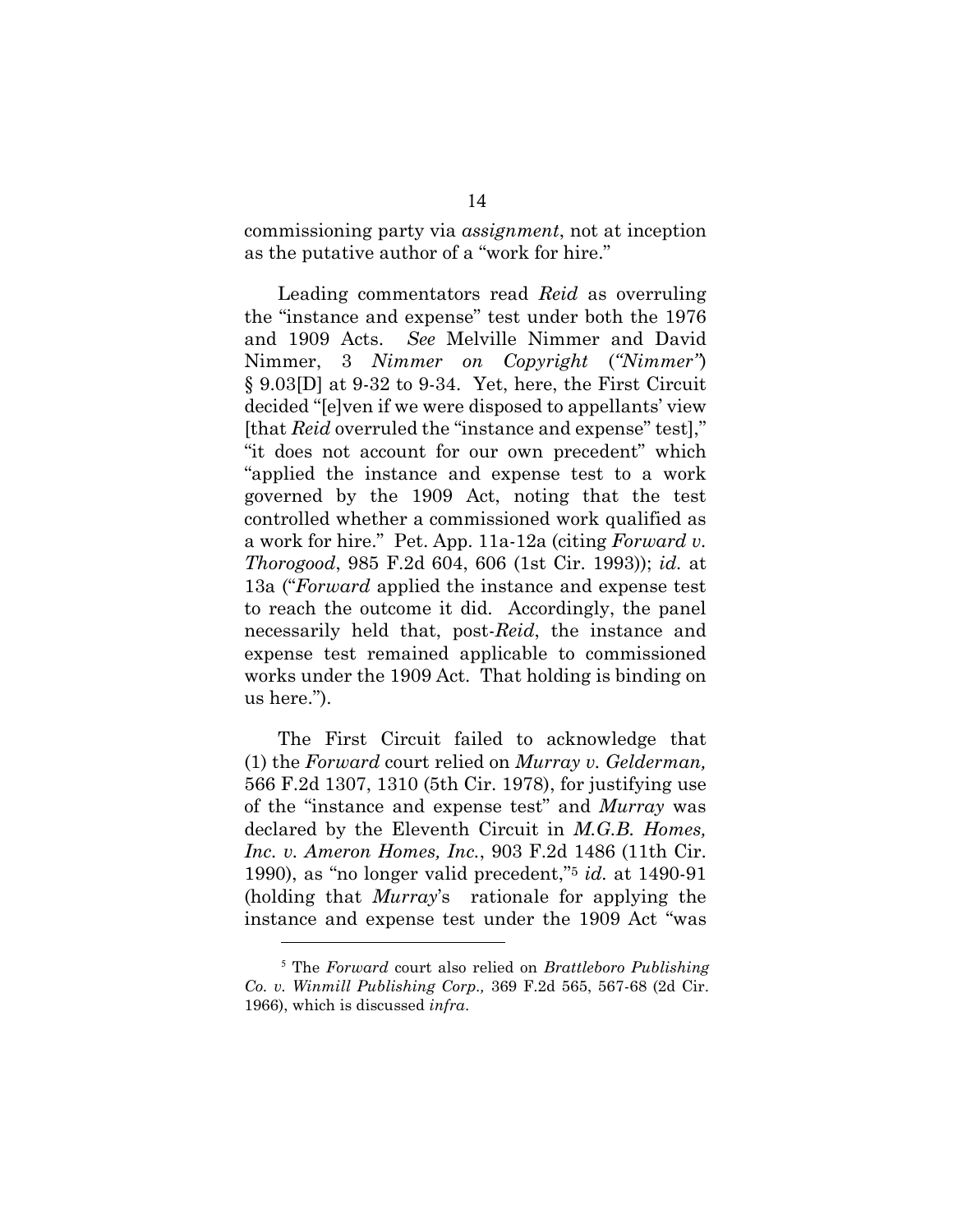commissioning party via *assignment*, not at inception as the putative author of a "work for hire."

Leading commentators read *Reid* as overruling the "instance and expense" test under both the 1976 and 1909 Acts. *See* Melville Nimmer and David Nimmer, 3 *Nimmer on Copyright* (*"Nimmer"*) § 9.03[D] at 9-32 to 9-34. Yet, here, the First Circuit decided "[e]ven if we were disposed to appellants' view [that *Reid* overruled the "instance and expense" test]," "it does not account for our own precedent" which "applied the instance and expense test to a work governed by the 1909 Act, noting that the test controlled whether a commissioned work qualified as a work for hire." Pet. App. 11a-12a (citing *Forward v. Thorogood*, 985 F.2d 604, 606 (1st Cir. 1993)); *id.* at 13a ("*Forward* applied the instance and expense test to reach the outcome it did. Accordingly, the panel necessarily held that, post-*Reid*, the instance and expense test remained applicable to commissioned works under the 1909 Act. That holding is binding on us here.").

The First Circuit failed to acknowledge that (1) the *Forward* court relied on *Murray v. Gelderman,* 566 F.2d 1307, 1310 (5th Cir. 1978), for justifying use of the "instance and expense test" and *Murray* was declared by the Eleventh Circuit in *M.G.B. Homes, Inc. v. Ameron Homes, Inc.*, 903 F.2d 1486 (11th Cir. 1990), as "no longer valid precedent,"[5] *id.* at 1490-91 (holding that *Murray*'s rationale for applying the instance and expense test under the 1909 Act "was

[5] The *Forward* court also relied on *Brattleboro Publishing Co. v. Winmill Publishing Corp.,* 369 F.2d 565, 567-68 (2d Cir. 1966), which is discussed *infra*.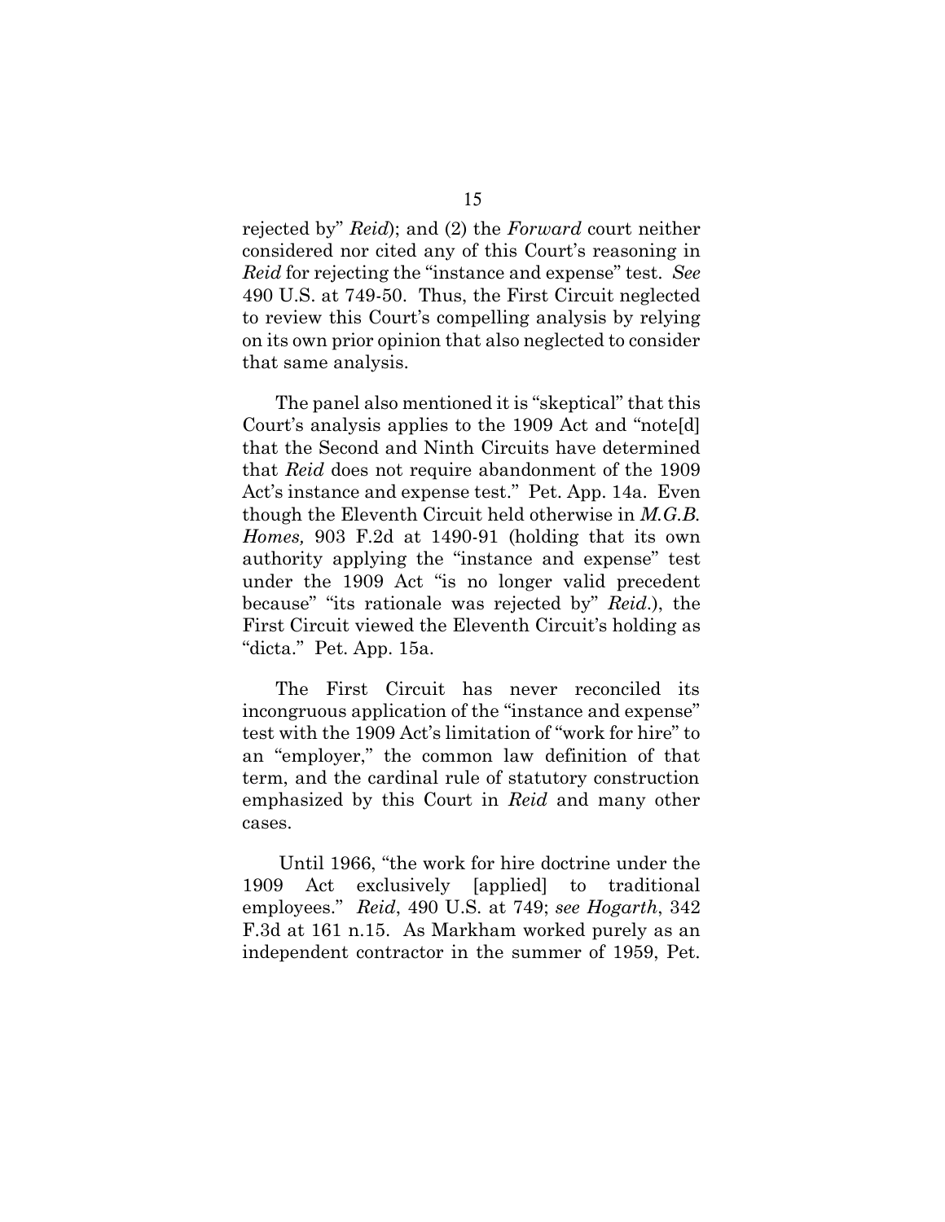rejected by" *Reid*); and (2) the *Forward* court neither considered nor cited any of this Court's reasoning in *Reid* for rejecting the "instance and expense" test. *See* 490 U.S. at 749-50. Thus, the First Circuit neglected to review this Court's compelling analysis by relying on its own prior opinion that also neglected to consider that same analysis.

The panel also mentioned it is "skeptical" that this Court's analysis applies to the 1909 Act and "note[d] that the Second and Ninth Circuits have determined that *Reid* does not require abandonment of the 1909 Act's instance and expense test." Pet. App. 14a. Even though the Eleventh Circuit held otherwise in *M.G.B. Homes,* 903 F.2d at 1490-91 (holding that its own authority applying the "instance and expense" test under the 1909 Act "is no longer valid precedent because" "its rationale was rejected by" *Reid*.), the First Circuit viewed the Eleventh Circuit's holding as "dicta." Pet. App. 15a.

The First Circuit has never reconciled its incongruous application of the "instance and expense" test with the 1909 Act's limitation of "work for hire" to an "employer," the common law definition of that term, and the cardinal rule of statutory construction emphasized by this Court in *Reid* and many other cases.

Until 1966, "the work for hire doctrine under the 1909 Act exclusively [applied] to traditional employees." *Reid*, 490 U.S. at 749; *see Hogarth*, 342 F.3d at 161 n.15. As Markham worked purely as an independent contractor in the summer of 1959, Pet.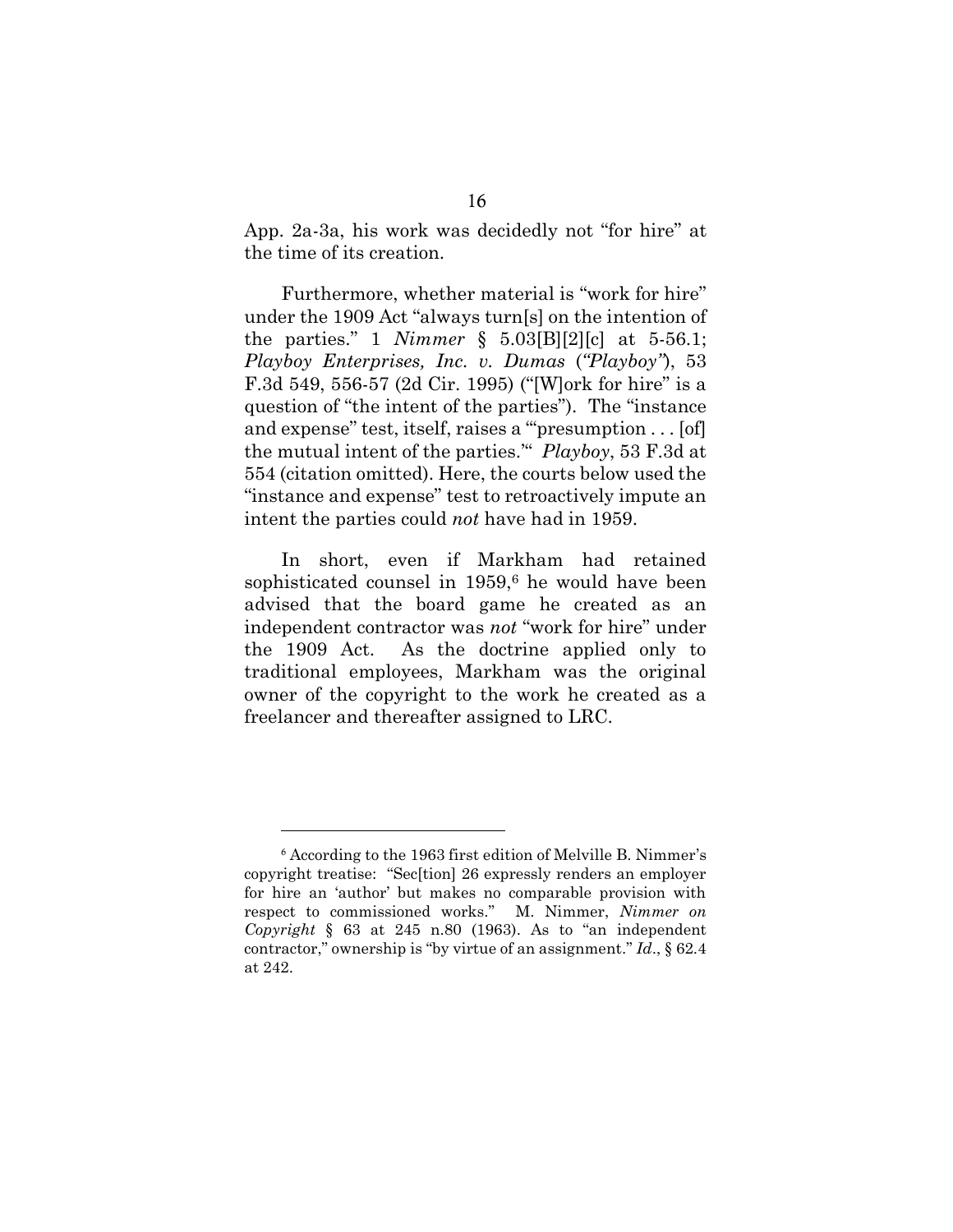App. 2a-3a, his work was decidedly not "for hire" at the time of its creation.

Furthermore, whether material is "work for hire" under the 1909 Act "always turn[s] on the intention of the parties." 1 *Nimmer* § 5.03[B][2][c] at 5-56.1; *Playboy Enterprises, Inc. v. Dumas* (*"Playboy"*), 53 F.3d 549, 556-57 (2d Cir. 1995) ("[W]ork for hire" is a question of "the intent of the parties"). The "instance and expense" test, itself, raises a "'presumption . . . [of] the mutual intent of the parties.'" *Playboy*, 53 F.3d at 554 (citation omitted). Here, the courts below used the "instance and expense" test to retroactively impute an intent the parties could *not* have had in 1959.

In short, even if Markham had retained sophisticated counsel in 1959,[6] he would have been advised that the board game he created as an independent contractor was *not* "work for hire" under the 1909 Act. As the doctrine applied only to traditional employees, Markham was the original owner of the copyright to the work he created as a freelancer and thereafter assigned to LRC.

---

[6] According to the 1963 first edition of Melville B. Nimmer's copyright treatise: "Sec[tion] 26 expressly renders an employer for hire an 'author' but makes no comparable provision with respect to commissioned works." M. Nimmer, *Nimmer on Copyright* § 63 at 245 n.80 (1963). As to "an independent contractor," ownership is "by virtue of an assignment." *Id*., § 62.4 at 242.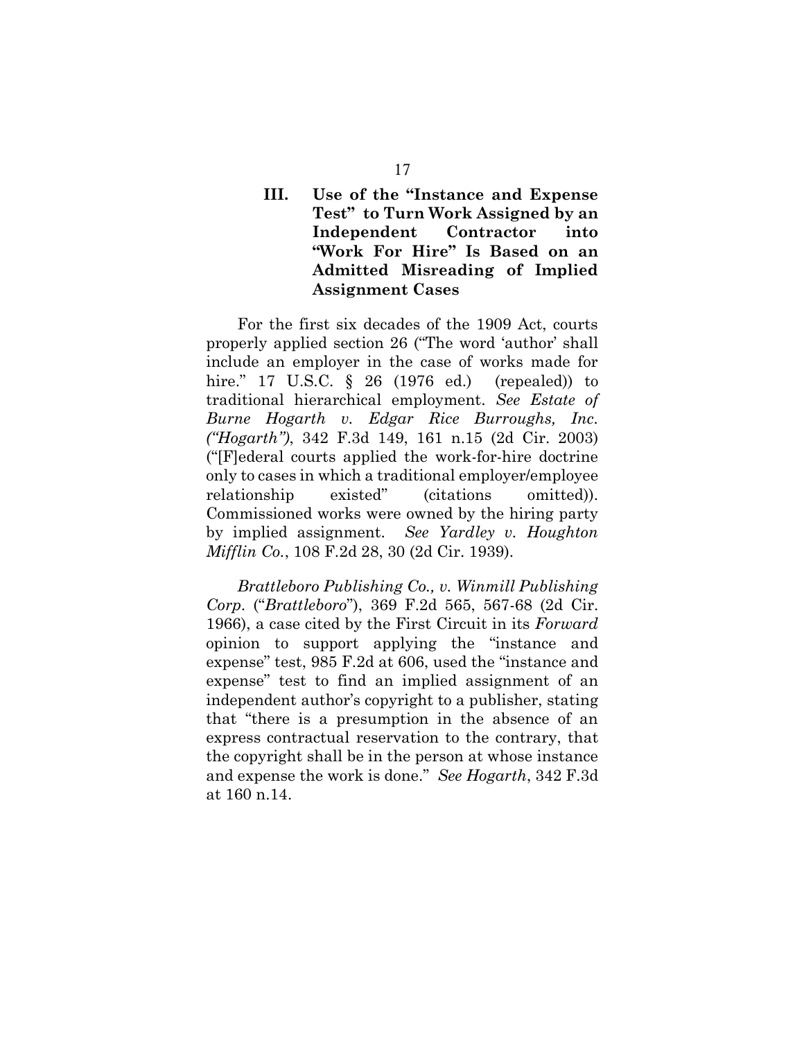## III. Use of the "Instance and Expense Test" to Turn Work Assigned by an Independent Contractor into "Work For Hire" Is Based on an Admitted Misreading of Implied Assignment Cases

For the first six decades of the 1909 Act, courts properly applied section 26 ("The word 'author' shall include an employer in the case of works made for hire." 17 U.S.C. § 26 (1976 ed.) (repealed)) to traditional hierarchical employment. *See Estate of Burne Hogarth v. Edgar Rice Burroughs, Inc. ("Hogarth")*, 342 F.3d 149, 161 n.15 (2d Cir. 2003) ("[F]ederal courts applied the work-for-hire doctrine only to cases in which a traditional employer/employee relationship existed" (citations omitted)). Commissioned works were owned by the hiring party by implied assignment. *See Yardley v. Houghton Mifflin Co.*, 108 F.2d 28, 30 (2d Cir. 1939).

*Brattleboro Publishing Co., v. Winmill Publishing Corp.* ("*Brattleboro*"), 369 F.2d 565, 567-68 (2d Cir. 1966), a case cited by the First Circuit in its *Forward* opinion to support applying the "instance and expense" test, 985 F.2d at 606, used the "instance and expense" test to find an implied assignment of an independent author's copyright to a publisher, stating that "there is a presumption in the absence of an express contractual reservation to the contrary, that the copyright shall be in the person at whose instance and expense the work is done." *See Hogarth*, 342 F.3d at 160 n.14.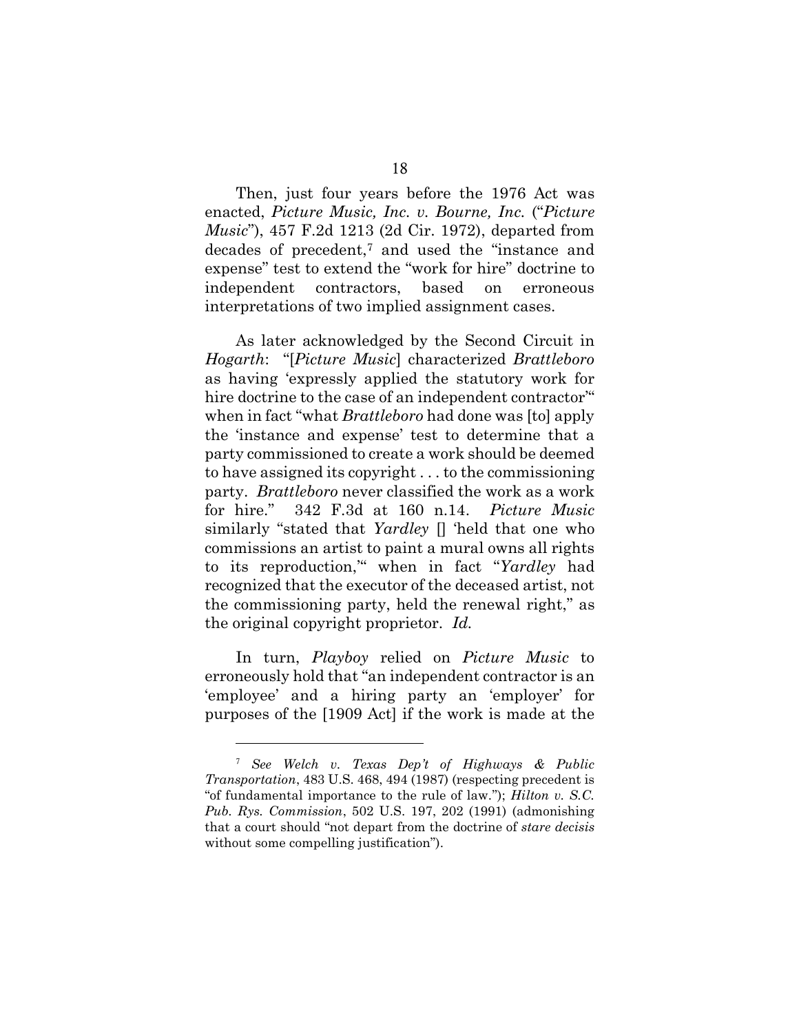Then, just four years before the 1976 Act was enacted, *Picture Music, Inc. v. Bourne, Inc.* ("*Picture Music*"), 457 F.2d 1213 (2d Cir. 1972), departed from decades of precedent,[7] and used the "instance and expense" test to extend the "work for hire" doctrine to independent contractors, based on erroneous interpretations of two implied assignment cases.

As later acknowledged by the Second Circuit in *Hogarth*: "[*Picture Music*] characterized *Brattleboro* as having 'expressly applied the statutory work for hire doctrine to the case of an independent contractor'" when in fact "what *Brattleboro* had done was [to] apply the 'instance and expense' test to determine that a party commissioned to create a work should be deemed to have assigned its copyright . . . to the commissioning party. *Brattleboro* never classified the work as a work for hire." 342 F.3d at 160 n.14. *Picture Music* similarly "stated that *Yardley* [] 'held that one who commissions an artist to paint a mural owns all rights to its reproduction,'" when in fact "*Yardley* had recognized that the executor of the deceased artist, not the commissioning party, held the renewal right," as the original copyright proprietor. *Id.*

In turn, *Playboy* relied on *Picture Music* to erroneously hold that "an independent contractor is an 'employee' and a hiring party an 'employer' for purposes of the [1909 Act] if the work is made at the

---

[7] *See Welch v. Texas Dep't of Highways & Public Transportation*, 483 U.S. 468, 494 (1987) (respecting precedent is "of fundamental importance to the rule of law."); *Hilton v. S.C. Pub. Rys. Commission*, 502 U.S. 197, 202 (1991) (admonishing that a court should "not depart from the doctrine of *stare decisis* without some compelling justification").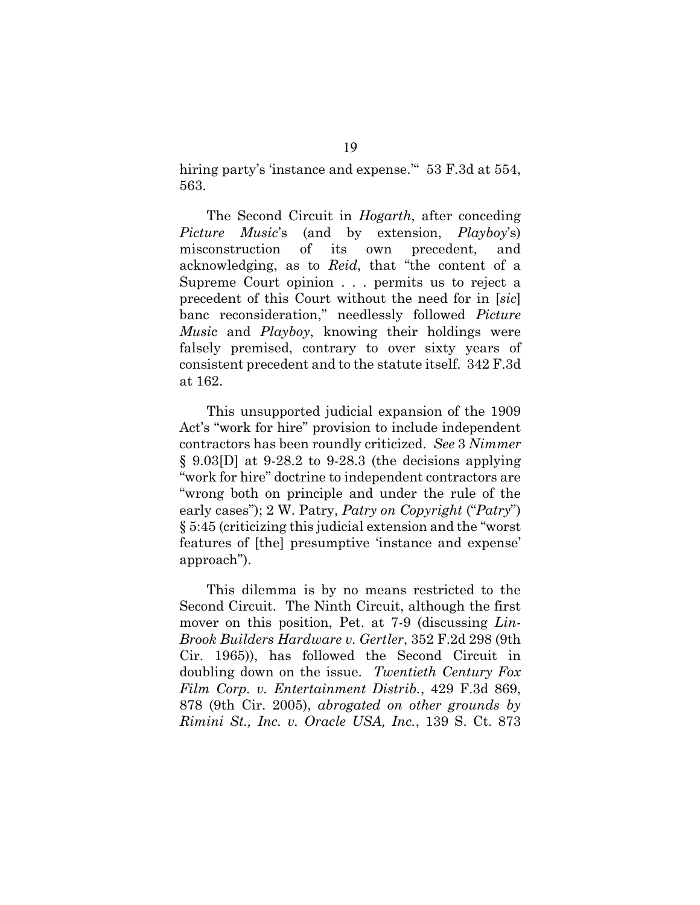hiring party's 'instance and expense.'" 53 F.3d at 554, 563.

The Second Circuit in *Hogarth*, after conceding *Picture Music*'s (and by extension, *Playboy*'s) misconstruction of its own precedent, and acknowledging, as to *Reid*, that "the content of a Supreme Court opinion . . . permits us to reject a precedent of this Court without the need for in [*sic*] banc reconsideration," needlessly followed *Picture Music* and *Playboy*, knowing their holdings were falsely premised, contrary to over sixty years of consistent precedent and to the statute itself. 342 F.3d at 162.

This unsupported judicial expansion of the 1909 Act's "work for hire" provision to include independent contractors has been roundly criticized. *See* 3 *Nimmer* § 9.03[D] at 9-28.2 to 9-28.3 (the decisions applying "work for hire" doctrine to independent contractors are "wrong both on principle and under the rule of the early cases"); 2 W. Patry, *Patry on Copyright* ("*Patry*") § 5:45 (criticizing this judicial extension and the "worst features of [the] presumptive 'instance and expense' approach").

This dilemma is by no means restricted to the Second Circuit. The Ninth Circuit, although the first mover on this position, Pet. at 7-9 (discussing *Lin-Brook Builders Hardware v. Gertler*, 352 F.2d 298 (9th Cir. 1965)), has followed the Second Circuit in doubling down on the issue. *Twentieth Century Fox Film Corp. v. Entertainment Distrib.*, 429 F.3d 869, 878 (9th Cir. 2005), *abrogated on other grounds by Rimini St., Inc. v. Oracle USA, Inc.*, 139 S. Ct. 873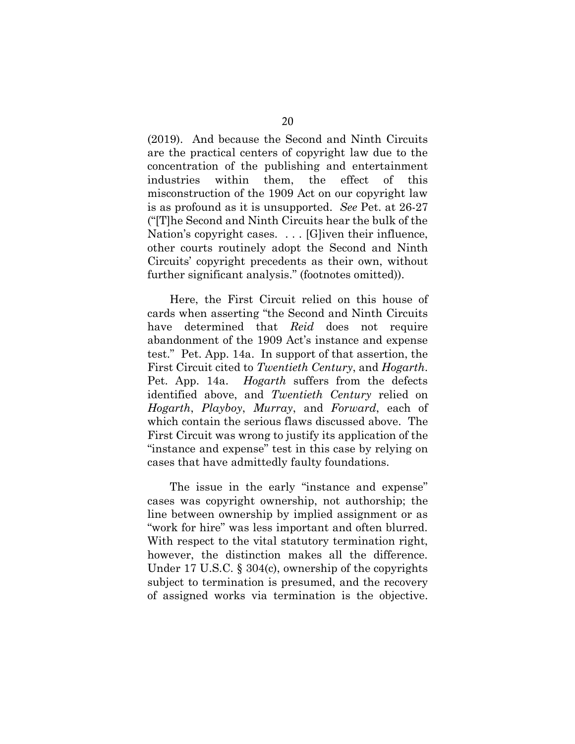(2019). And because the Second and Ninth Circuits are the practical centers of copyright law due to the concentration of the publishing and entertainment industries within them, the effect of this misconstruction of the 1909 Act on our copyright law is as profound as it is unsupported. *See* Pet. at 26-27 ("[T]he Second and Ninth Circuits hear the bulk of the Nation's copyright cases. . . . [G]iven their influence, other courts routinely adopt the Second and Ninth Circuits' copyright precedents as their own, without further significant analysis." (footnotes omitted)).

Here, the First Circuit relied on this house of cards when asserting "the Second and Ninth Circuits have determined that *Reid* does not require abandonment of the 1909 Act's instance and expense test." Pet. App. 14a. In support of that assertion, the First Circuit cited to *Twentieth Century*, and *Hogarth*. Pet. App. 14a. *Hogarth* suffers from the defects identified above, and *Twentieth Century* relied on *Hogarth*, *Playboy*, *Murray*, and *Forward*, each of which contain the serious flaws discussed above. The First Circuit was wrong to justify its application of the "instance and expense" test in this case by relying on cases that have admittedly faulty foundations.

The issue in the early "instance and expense" cases was copyright ownership, not authorship; the line between ownership by implied assignment or as "work for hire" was less important and often blurred. With respect to the vital statutory termination right, however, the distinction makes all the difference. Under 17 U.S.C. § 304(c), ownership of the copyrights subject to termination is presumed, and the recovery of assigned works via termination is the objective.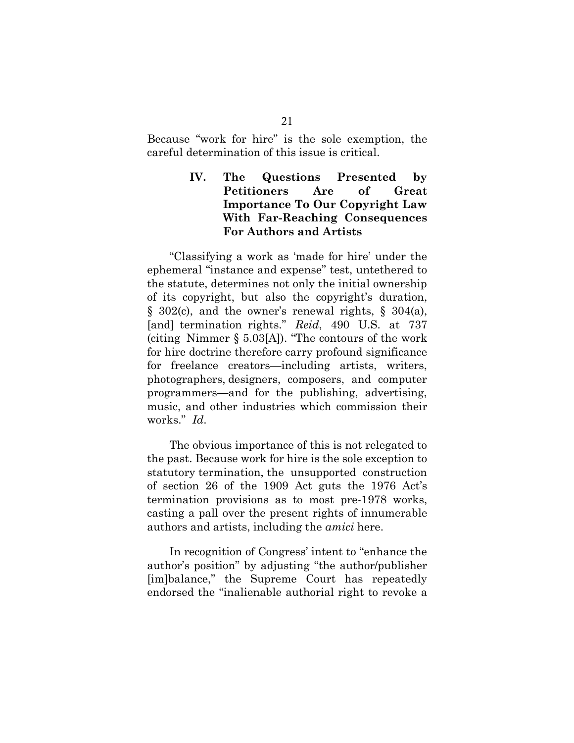Because "work for hire" is the sole exemption, the careful determination of this issue is critical.

## IV. The Questions Presented by Petitioners Are of Great Importance To Our Copyright Law With Far-Reaching Consequences For Authors and Artists

"Classifying a work as 'made for hire' under the ephemeral "instance and expense" test, untethered to the statute, determines not only the initial ownership of its copyright, but also the copyright's duration, § 302(c), and the owner's renewal rights, § 304(a), [and] termination rights." *Reid*, 490 U.S. at 737 (citing Nimmer § 5.03[A]). "The contours of the work for hire doctrine therefore carry profound significance for freelance creators—including artists, writers, photographers, designers, composers, and computer programmers—and for the publishing, advertising, music, and other industries which commission their works." *Id.*

The obvious importance of this is not relegated to the past. Because work for hire is the sole exception to statutory termination, the unsupported construction of section 26 of the 1909 Act guts the 1976 Act's termination provisions as to most pre-1978 works, casting a pall over the present rights of innumerable authors and artists, including the *amici* here.

In recognition of Congress' intent to "enhance the author's position" by adjusting "the author/publisher [im]balance," the Supreme Court has repeatedly endorsed the "inalienable authorial right to revoke a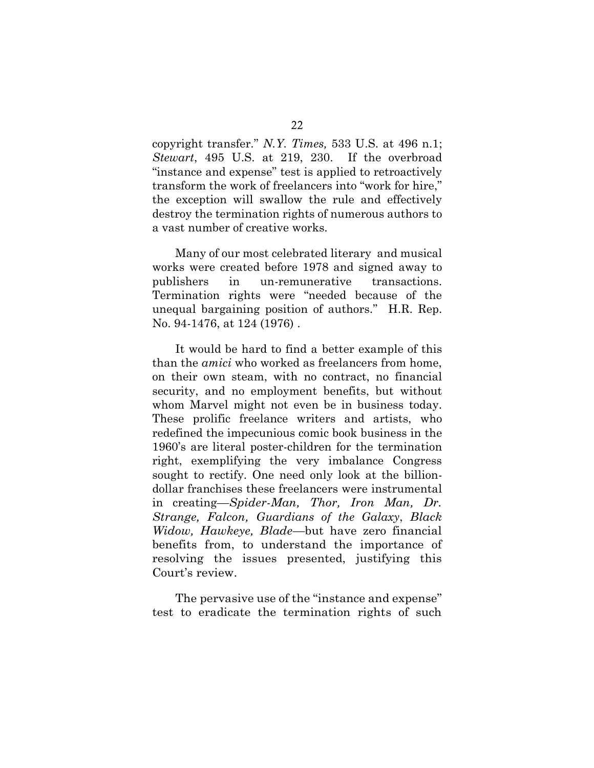copyright transfer." *N.Y. Times,* 533 U.S. at 496 n.1; *Stewart*, 495 U.S. at 219, 230. If the overbroad "instance and expense" test is applied to retroactively transform the work of freelancers into "work for hire," the exception will swallow the rule and effectively destroy the termination rights of numerous authors to a vast number of creative works.

Many of our most celebrated literary and musical works were created before 1978 and signed away to publishers in un-remunerative transactions. Termination rights were "needed because of the unequal bargaining position of authors." H.R. Rep. No. 94-1476, at 124 (1976) .

It would be hard to find a better example of this than the *amici* who worked as freelancers from home, on their own steam, with no contract, no financial security, and no employment benefits, but without whom Marvel might not even be in business today. These prolific freelance writers and artists, who redefined the impecunious comic book business in the 1960's are literal poster-children for the termination right, exemplifying the very imbalance Congress sought to rectify. One need only look at the billion-dollar franchises these freelancers were instrumental in creating—*Spider-Man, Thor, Iron Man, Dr. Strange, Falcon, Guardians of the Galaxy*, *Black Widow, Hawkeye, Blade*—but have zero financial benefits from, to understand the importance of resolving the issues presented, justifying this Court's review.

The pervasive use of the "instance and expense" test to eradicate the termination rights of such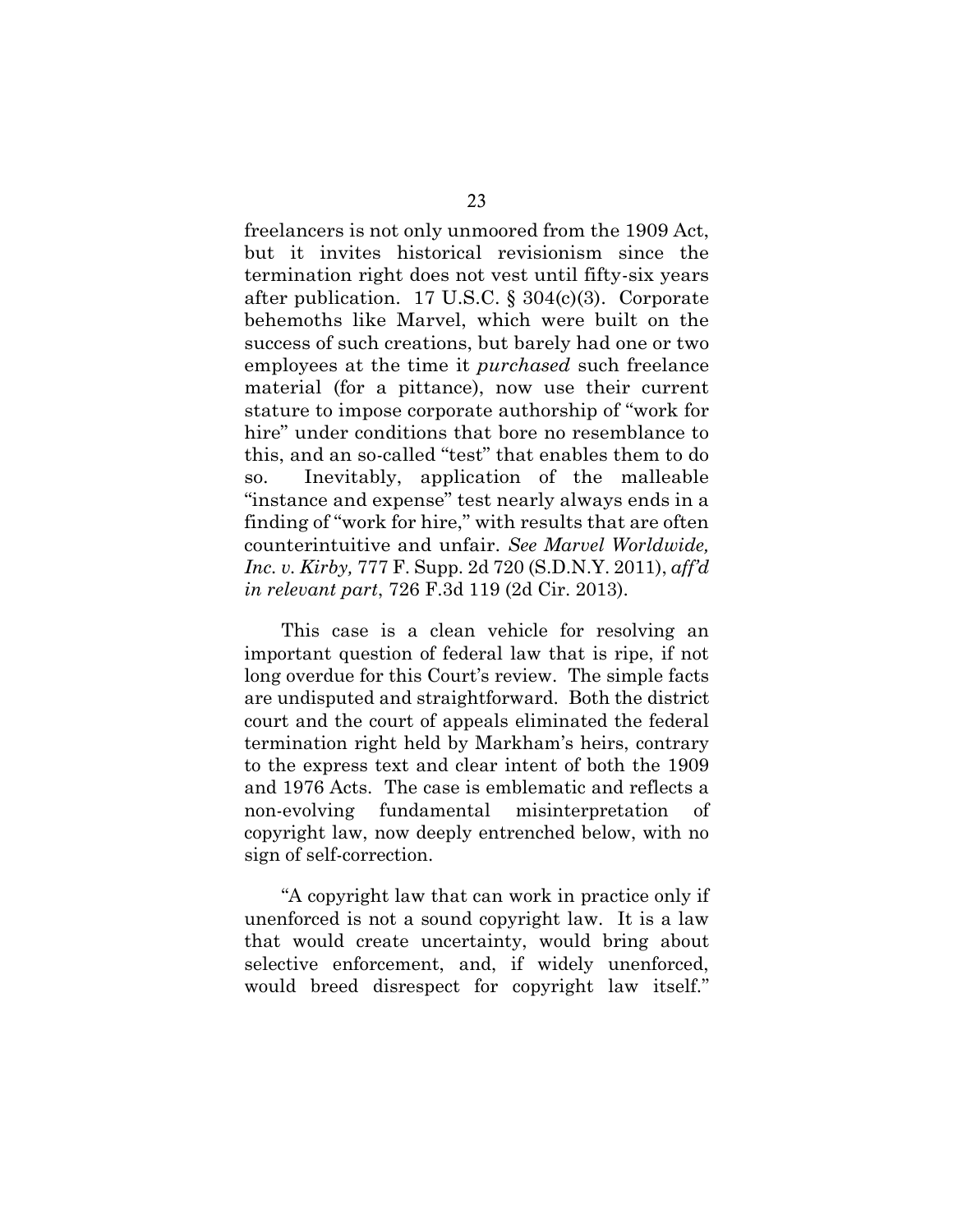freelancers is not only unmoored from the 1909 Act, but it invites historical revisionism since the termination right does not vest until fifty-six years after publication. 17 U.S.C. § 304(c)(3). Corporate behemoths like Marvel, which were built on the success of such creations, but barely had one or two employees at the time it *purchased* such freelance material (for a pittance), now use their current stature to impose corporate authorship of "work for hire" under conditions that bore no resemblance to this, and an so-called "test" that enables them to do so. Inevitably, application of the malleable "instance and expense" test nearly always ends in a finding of "work for hire," with results that are often counterintuitive and unfair. *See Marvel Worldwide, Inc. v. Kirby,* 777 F. Supp. 2d 720 (S.D.N.Y. 2011), *aff'd in relevant part*, 726 F.3d 119 (2d Cir. 2013).

This case is a clean vehicle for resolving an important question of federal law that is ripe, if not long overdue for this Court's review. The simple facts are undisputed and straightforward. Both the district court and the court of appeals eliminated the federal termination right held by Markham's heirs, contrary to the express text and clear intent of both the 1909 and 1976 Acts. The case is emblematic and reflects a non-evolving fundamental misinterpretation of copyright law, now deeply entrenched below, with no sign of self-correction.

"A copyright law that can work in practice only if unenforced is not a sound copyright law. It is a law that would create uncertainty, would bring about selective enforcement, and, if widely unenforced, would breed disrespect for copyright law itself."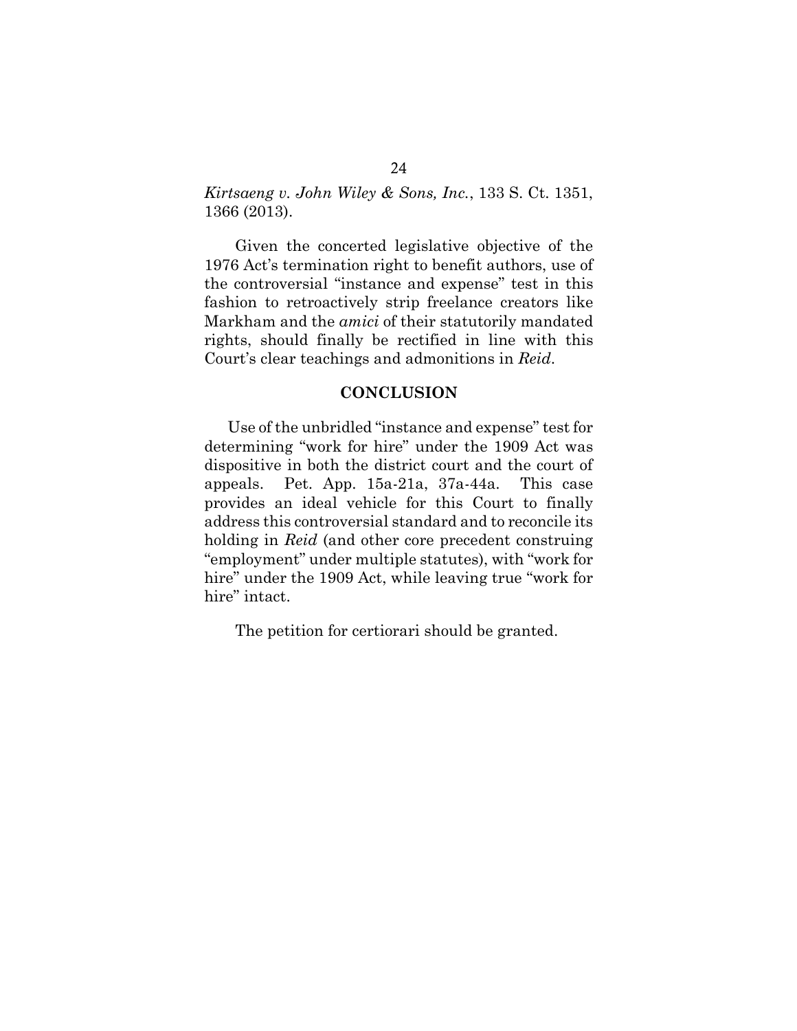*Kirtsaeng v. John Wiley & Sons, Inc.*, 133 S. Ct. 1351, 1366 (2013).

Given the concerted legislative objective of the 1976 Act's termination right to benefit authors, use of the controversial "instance and expense" test in this fashion to retroactively strip freelance creators like Markham and the *amici* of their statutorily mandated rights, should finally be rectified in line with this Court's clear teachings and admonitions in *Reid*.

## CONCLUSION

Use of the unbridled "instance and expense" test for determining "work for hire" under the 1909 Act was dispositive in both the district court and the court of appeals. Pet. App. 15a-21a, 37a-44a. This case provides an ideal vehicle for this Court to finally address this controversial standard and to reconcile its holding in *Reid* (and other core precedent construing "employment" under multiple statutes), with "work for hire" under the 1909 Act, while leaving true "work for hire" intact.

The petition for certiorari should be granted.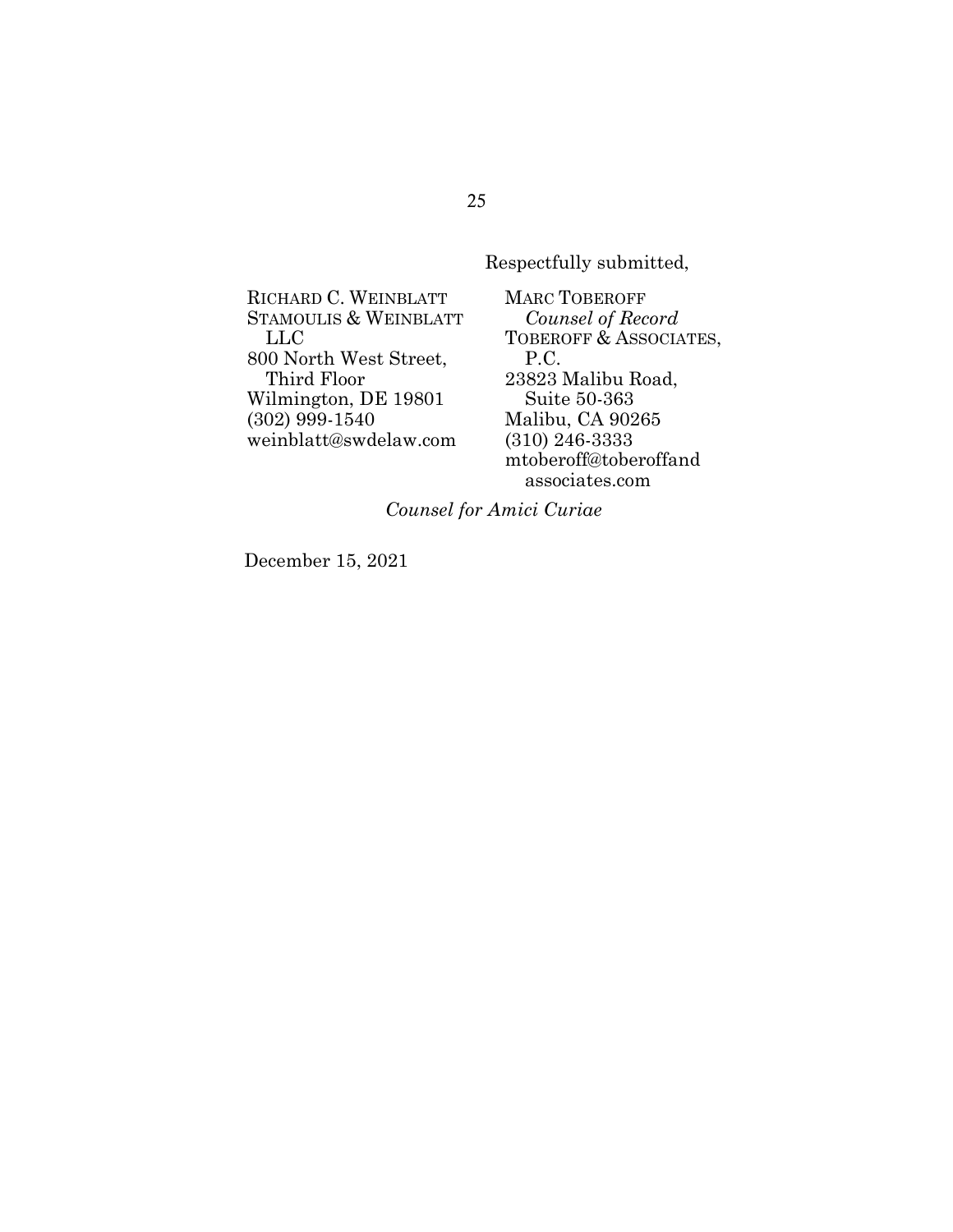Respectfully submitted,

RICHARD C. WEINBLATT
STAMOULIS & WEINBLATT LLC
800 North West Street, Third Floor
Wilmington, DE 19801
(302) 999-1540
weinblatt@swdelaw.com

MARC TOBEROFF
*Counsel of Record*
TOBEROFF & ASSOCIATES, P.C.
23823 Malibu Road, Suite 50-363
Malibu, CA 90265
(310) 246-3333
mtoberoff@toberoffandassociates.com

*Counsel for Amici Curiae*

December 15, 2021